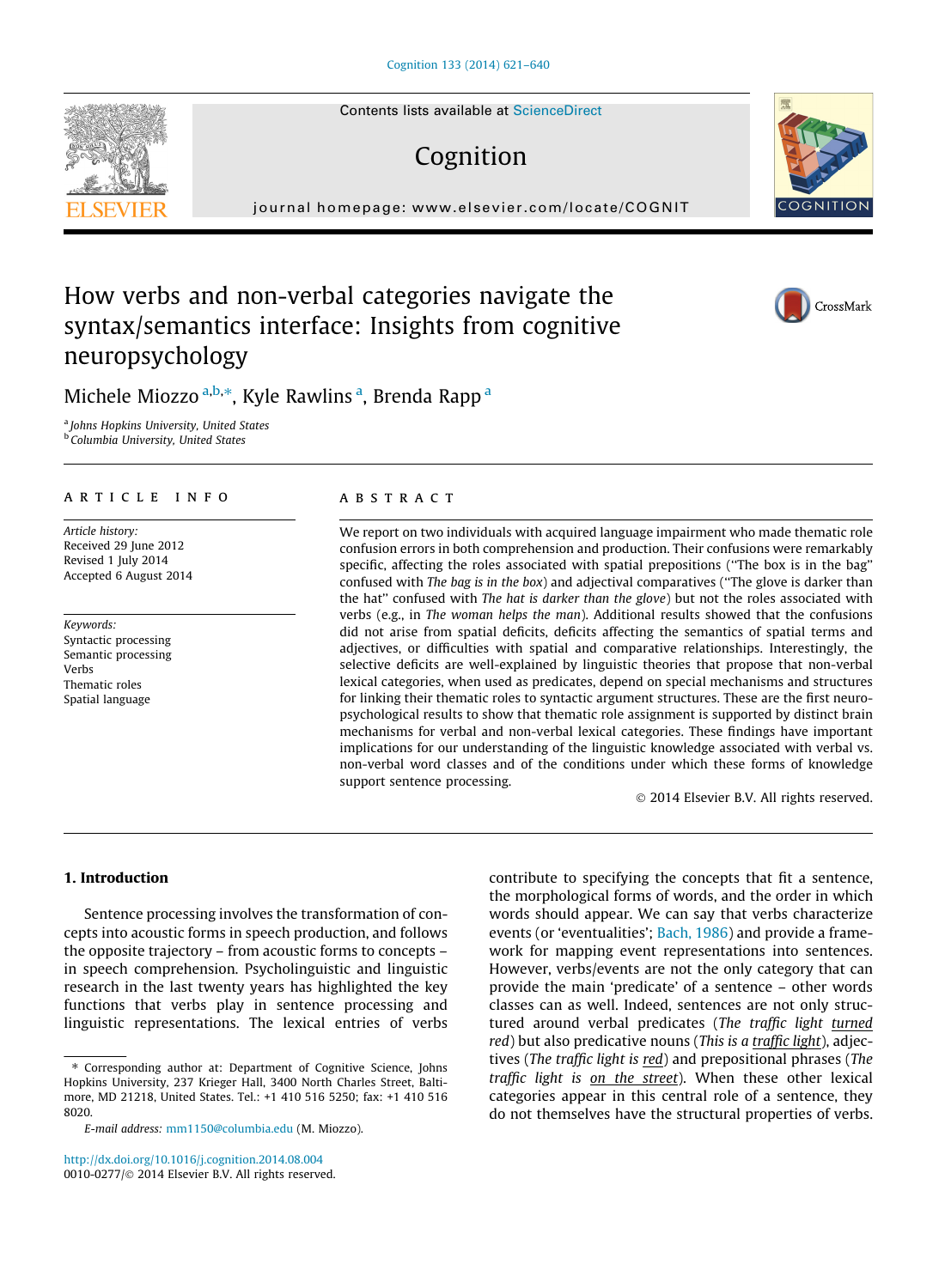# How verbs and non-verbal categories navigate the syntax/semantics interface: Insights from cognitive neuropsychology

Michele Miozzo [a,b,*], Kyle Rawlins [a], Brenda Rapp [a]

[a] Johns Hopkins University, United States
[b] Columbia University, United States

**ARTICLE INFO**

*Article history:*
Received 29 June 2012
Revised 1 July 2014
Accepted 6 August 2014

*Keywords:*
Syntactic processing
Semantic processing
Verbs
Thematic roles
Spatial language

**ABSTRACT**

We report on two individuals with acquired language impairment who made thematic role confusion errors in both comprehension and production. Their confusions were remarkably specific, affecting the roles associated with spatial prepositions ("The box is in the bag" confused with *The bag is in the box*) and adjectival comparatives ("The glove is darker than the hat" confused with *The hat is darker than the glove*) but not the roles associated with verbs (e.g., in *The woman helps the man*). Additional results showed that the confusions did not arise from spatial deficits, deficits affecting the semantics of spatial terms and adjectives, or difficulties with spatial and comparative relationships. Interestingly, the selective deficits are well-explained by linguistic theories that propose that non-verbal lexical categories, when used as predicates, depend on special mechanisms and structures for linking their thematic roles to syntactic argument structures. These are the first neuropsychological results to show that thematic role assignment is supported by distinct brain mechanisms for verbal and non-verbal lexical categories. These findings have important implications for our understanding of the linguistic knowledge associated with verbal vs. non-verbal word classes and of the conditions under which these forms of knowledge support sentence processing.

© 2014 Elsevier B.V. All rights reserved.

## 1. Introduction

Sentence processing involves the transformation of concepts into acoustic forms in speech production, and follows the opposite trajectory – from acoustic forms to concepts – in speech comprehension. Psycholinguistic and linguistic research in the last twenty years has highlighted the key functions that verbs play in sentence processing and linguistic representations. The lexical entries of verbs contribute to specifying the concepts that fit a sentence, the morphological forms of words, and the order in which words should appear. We can say that verbs characterize events (or 'eventualities'; Bach, 1986) and provide a framework for mapping event representations into sentences. However, verbs/events are not the only category that can provide the main 'predicate' of a sentence – other words classes can as well. Indeed, sentences are not only structured around verbal predicates (*The traffic light turned red*) but also predicative nouns (*This is a traffic light*), adjectives (*The traffic light is red*) and prepositional phrases (*The traffic light is on the street*). When these other lexical categories appear in this central role of a sentence, they do not themselves have the structural properties of verbs.

\* Corresponding author at: Department of Cognitive Science, Johns Hopkins University, 237 Krieger Hall, 3400 North Charles Street, Baltimore, MD 21218, United States. Tel.: +1 410 516 5250; fax: +1 410 516 8020.

*E-mail address:* mm1150@columbia.edu (M. Miozzo).

http://dx.doi.org/10.1016/j.cognition.2014.08.004
0010-0277/© 2014 Elsevier B.V. All rights reserved.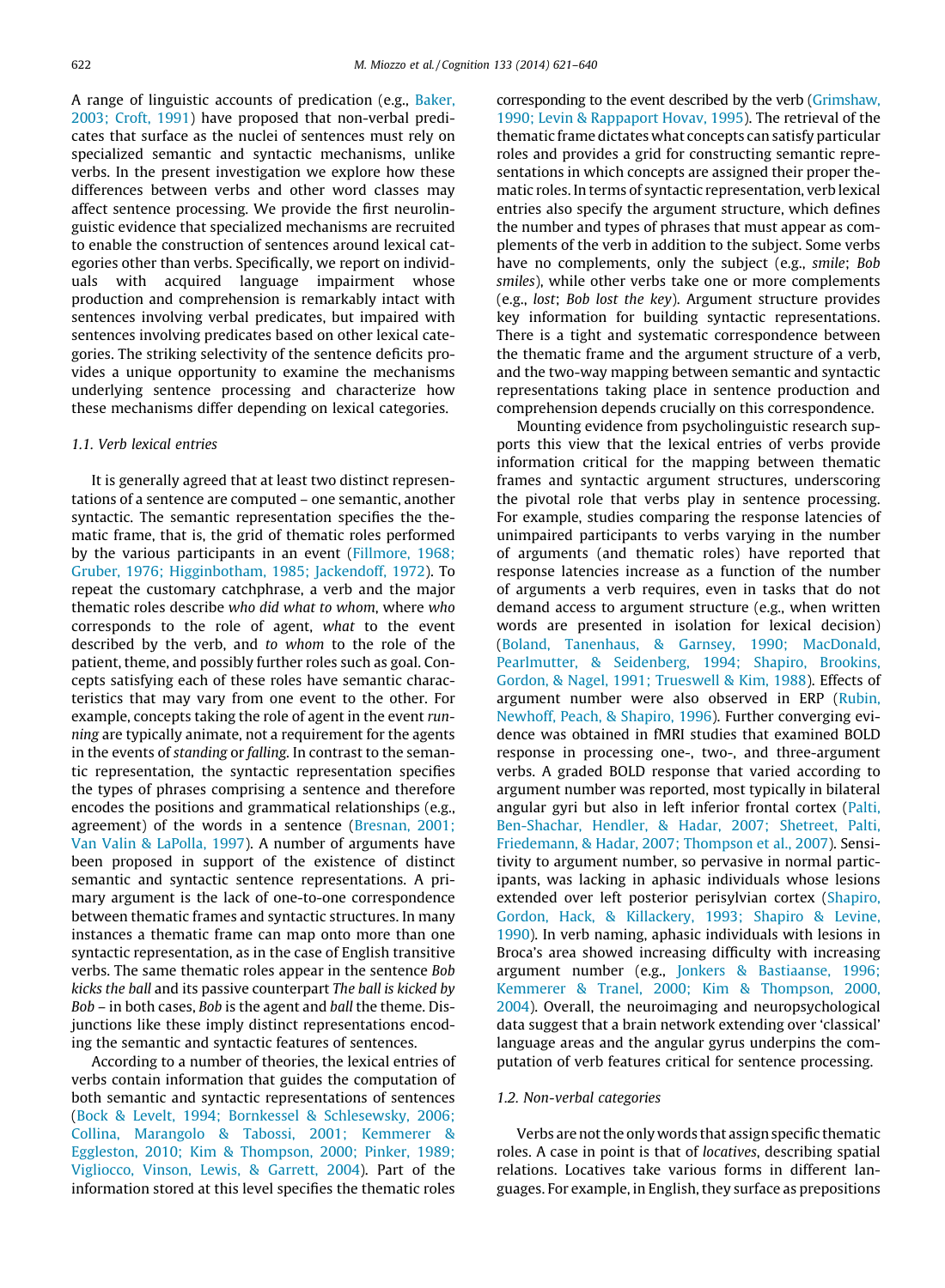A range of linguistic accounts of predication (e.g., Baker, 2003; Croft, 1991) have proposed that non-verbal predicates that surface as the nuclei of sentences must rely on specialized semantic and syntactic mechanisms, unlike verbs. In the present investigation we explore how these differences between verbs and other word classes may affect sentence processing. We provide the first neurolinguistic evidence that specialized mechanisms are recruited to enable the construction of sentences around lexical categories other than verbs. Specifically, we report on individuals with acquired language impairment whose production and comprehension is remarkably intact with sentences involving verbal predicates, but impaired with sentences involving predicates based on other lexical categories. The striking selectivity of the sentence deficits provides a unique opportunity to examine the mechanisms underlying sentence processing and characterize how these mechanisms differ depending on lexical categories.

### 1.1. Verb lexical entries

It is generally agreed that at least two distinct representations of a sentence are computed – one semantic, another syntactic. The semantic representation specifies the thematic frame, that is, the grid of thematic roles performed by the various participants in an event (Fillmore, 1968; Gruber, 1976; Higginbotham, 1985; Jackendoff, 1972). To repeat the customary catchphrase, a verb and the major thematic roles describe *who did what to whom*, where *who* corresponds to the role of agent, *what* to the event described by the verb, and *to whom* to the role of the patient, theme, and possibly further roles such as goal. Concepts satisfying each of these roles have semantic characteristics that may vary from one event to the other. For example, concepts taking the role of agent in the event *running* are typically animate, not a requirement for the agents in the events of *standing* or *falling*. In contrast to the semantic representation, the syntactic representation specifies the types of phrases comprising a sentence and therefore encodes the positions and grammatical relationships (e.g., agreement) of the words in a sentence (Bresnan, 2001; Van Valin & LaPolla, 1997). A number of arguments have been proposed in support of the existence of distinct semantic and syntactic sentence representations. A primary argument is the lack of one-to-one correspondence between thematic frames and syntactic structures. In many instances a thematic frame can map onto more than one syntactic representation, as in the case of English transitive verbs. The same thematic roles appear in the sentence *Bob kicks the ball* and its passive counterpart *The ball is kicked by Bob* – in both cases, *Bob* is the agent and *ball* the theme. Disjunctions like these imply distinct representations encoding the semantic and syntactic features of sentences.

According to a number of theories, the lexical entries of verbs contain information that guides the computation of both semantic and syntactic representations of sentences (Bock & Levelt, 1994; Bornkessel & Schlesewsky, 2006; Collina, Marangolo & Tabossi, 2001; Kemmerer & Eggleston, 2010; Kim & Thompson, 2000; Pinker, 1989; Vigliocco, Vinson, Lewis, & Garrett, 2004). Part of the information stored at this level specifies the thematic roles corresponding to the event described by the verb (Grimshaw, 1990; Levin & Rappaport Hovav, 1995). The retrieval of the thematic frame dictates what concepts can satisfy particular roles and provides a grid for constructing semantic representations in which concepts are assigned their proper thematic roles. In terms of syntactic representation, verb lexical entries also specify the argument structure, which defines the number and types of phrases that must appear as complements of the verb in addition to the subject. Some verbs have no complements, only the subject (e.g., *smile*; *Bob smiles*), while other verbs take one or more complements (e.g., *lost*; *Bob lost the key*). Argument structure provides key information for building syntactic representations. There is a tight and systematic correspondence between the thematic frame and the argument structure of a verb, and the two-way mapping between semantic and syntactic representations taking place in sentence production and comprehension depends crucially on this correspondence.

Mounting evidence from psycholinguistic research supports this view that the lexical entries of verbs provide information critical for the mapping between thematic frames and syntactic argument structures, underscoring the pivotal role that verbs play in sentence processing. For example, studies comparing the response latencies of unimpaired participants to verbs varying in the number of arguments (and thematic roles) have reported that response latencies increase as a function of the number of arguments a verb requires, even in tasks that do not demand access to argument structure (e.g., when written words are presented in isolation for lexical decision) (Boland, Tanenhaus, & Garnsey, 1990; MacDonald, Pearlmutter, & Seidenberg, 1994; Shapiro, Brookins, Gordon, & Nagel, 1991; Trueswell & Kim, 1988). Effects of argument number were also observed in ERP (Rubin, Newhoff, Peach, & Shapiro, 1996). Further converging evidence was obtained in fMRI studies that examined BOLD response in processing one-, two-, and three-argument verbs. A graded BOLD response that varied according to argument number was reported, most typically in bilateral angular gyri but also in left inferior frontal cortex (Palti, Ben-Shachar, Hendler, & Hadar, 2007; Shetreet, Palti, Friedemann, & Hadar, 2007; Thompson et al., 2007). Sensitivity to argument number, so pervasive in normal participants, was lacking in aphasic individuals whose lesions extended over left posterior perisylvian cortex (Shapiro, Gordon, Hack, & Killackery, 1993; Shapiro & Levine, 1990). In verb naming, aphasic individuals with lesions in Broca's area showed increasing difficulty with increasing argument number (e.g., Jonkers & Bastiaanse, 1996; Kemmerer & Tranel, 2000; Kim & Thompson, 2000, 2004). Overall, the neuroimaging and neuropsychological data suggest that a brain network extending over 'classical' language areas and the angular gyrus underpins the computation of verb features critical for sentence processing.

### 1.2. Non-verbal categories

Verbs are not the only words that assign specific thematic roles. A case in point is that of *locatives*, describing spatial relations. Locatives take various forms in different languages. For example, in English, they surface as prepositions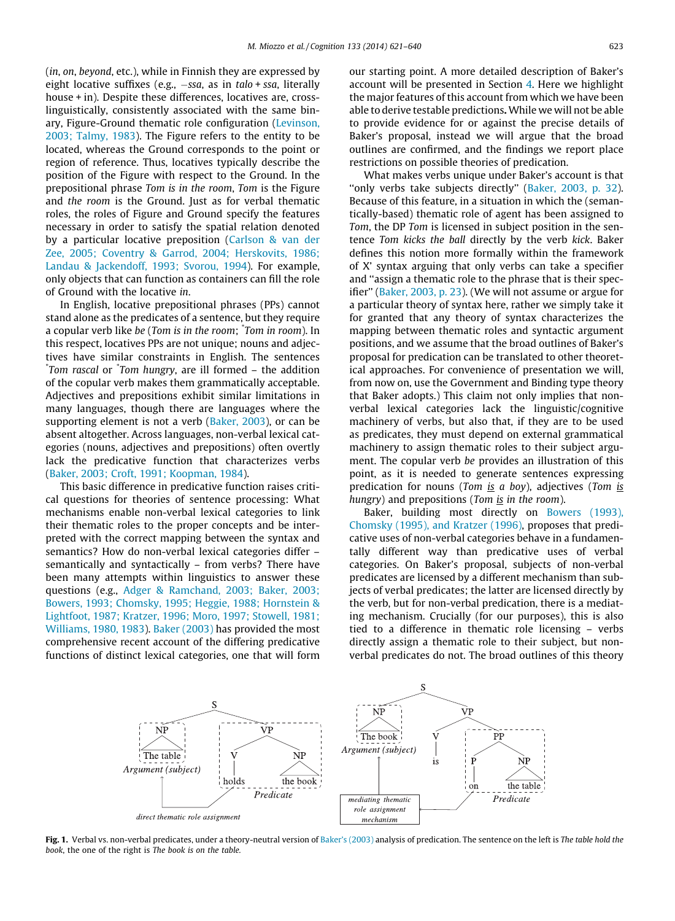(*in*, *on*, *beyond*, etc.), while in Finnish they are expressed by eight locative suffixes (e.g., −*ssa*, as in *talo* + *ssa*, literally house + in). Despite these differences, locatives are, cross-linguistically, consistently associated with the same binary, Figure-Ground thematic role configuration (Levinson, 2003; Talmy, 1983). The Figure refers to the entity to be located, whereas the Ground corresponds to the point or region of reference. Thus, locatives typically describe the position of the Figure with respect to the Ground. In the prepositional phrase *Tom is in the room*, *Tom* is the Figure and *the room* is the Ground. Just as for verbal thematic roles, the roles of Figure and Ground specify the features necessary in order to satisfy the spatial relation denoted by a particular locative preposition (Carlson & van der Zee, 2005; Coventry & Garrod, 2004; Herskovits, 1986; Landau & Jackendoff, 1993; Svorou, 1994). For example, only objects that can function as containers can fill the role of Ground with the locative *in*.

In English, locative prepositional phrases (PPs) cannot stand alone as the predicates of a sentence, but they require a copular verb like *be* (*Tom is in the room*; *\*Tom in room*). In this respect, locatives PPs are not unique; nouns and adjectives have similar constraints in English. The sentences *\*Tom rascal* or *\*Tom hungry*, are ill formed – the addition of the copular verb makes them grammatically acceptable. Adjectives and prepositions exhibit similar limitations in many languages, though there are languages where the supporting element is not a verb (Baker, 2003), or can be absent altogether. Across languages, non-verbal lexical categories (nouns, adjectives and prepositions) often overtly lack the predicative function that characterizes verbs (Baker, 2003; Croft, 1991; Koopman, 1984).

This basic difference in predicative function raises critical questions for theories of sentence processing: What mechanisms enable non-verbal lexical categories to link their thematic roles to the proper concepts and be interpreted with the correct mapping between the syntax and semantics? How do non-verbal lexical categories differ – semantically and syntactically – from verbs? There have been many attempts within linguistics to answer these questions (e.g., Adger & Ramchand, 2003; Baker, 2003; Bowers, 1993; Chomsky, 1995; Heggie, 1988; Hornstein & Lightfoot, 1987; Kratzer, 1996; Moro, 1997; Stowell, 1981; Williams, 1980, 1983). Baker (2003) has provided the most comprehensive recent account of the differing predicative functions of distinct lexical categories, one that will form our starting point. A more detailed description of Baker's account will be presented in Section 4. Here we highlight the major features of this account from which we have been able to derive testable predictions. While we will not be able to provide evidence for or against the precise details of Baker's proposal, instead we will argue that the broad outlines are confirmed, and the findings we report place restrictions on possible theories of predication.

What makes verbs unique under Baker's account is that "only verbs take subjects directly" (Baker, 2003, p. 32). Because of this feature, in a situation in which the (semantically-based) thematic role of agent has been assigned to *Tom*, the DP *Tom* is licensed in subject position in the sentence *Tom kicks the ball* directly by the verb *kick*. Baker defines this notion more formally within the framework of X' syntax arguing that only verbs can take a specifier and "assign a thematic role to the phrase that is their specifier" (Baker, 2003, p. 23). (We will not assume or argue for a particular theory of syntax here, rather we simply take it for granted that any theory of syntax characterizes the mapping between thematic roles and syntactic argument positions, and we assume that the broad outlines of Baker's proposal for predication can be translated to other theoretical approaches. For convenience of presentation we will, from now on, use the Government and Binding type theory that Baker adopts.) This claim not only implies that non-verbal lexical categories lack the linguistic/cognitive machinery of verbs, but also that, if they are to be used as predicates, they must depend on external grammatical machinery to assign thematic roles to their subject argument. The copular verb *be* provides an illustration of this point, as it is needed to generate sentences expressing predication for nouns (*Tom* <u>*is*</u> *a boy*), adjectives (*Tom* <u>*is*</u> *hungry*) and prepositions (*Tom* <u>*is*</u> *in the room*).

Baker, building most directly on Bowers (1993), Chomsky (1995), and Kratzer (1996), proposes that predicative uses of non-verbal categories behave in a fundamentally different way than predicative uses of verbal categories. On Baker's proposal, subjects of non-verbal predicates are licensed by a different mechanism than subjects of verbal predicates; the latter are licensed directly by the verb, but for non-verbal predication, there is a mediating mechanism. Crucially (for our purposes), this is also tied to a difference in thematic role licensing – verbs directly assign a thematic role to their subject, but non-verbal predicates do not. The broad outlines of this theory

**Fig. 1.** Verbal vs. non-verbal predicates, under a theory-neutral version of Baker's (2003) analysis of predication. The sentence on the left is *The table hold the book*, the one of the right is *The book is on the table*.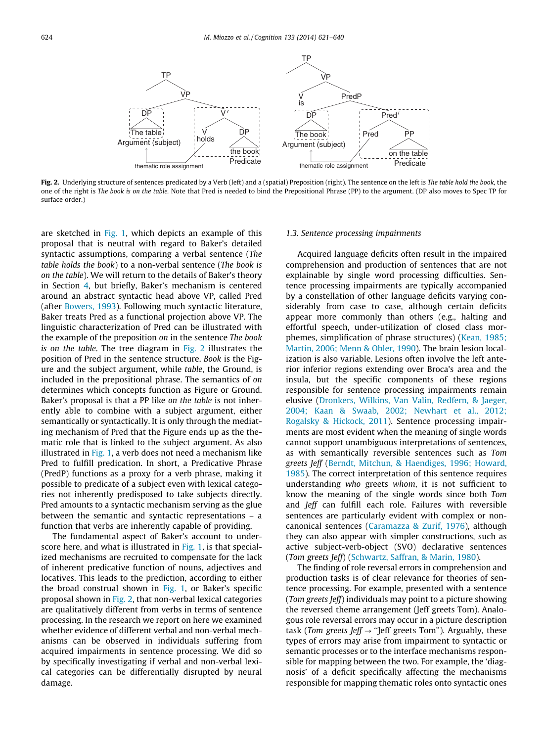**Fig. 2.** Underlying structure of sentences predicated by a Verb (left) and a (spatial) Preposition (right). The sentence on the left is *The table hold the book*, the one of the right is *The book is on the table.* Note that Pred is needed to bind the Prepositional Phrase (PP) to the argument. (DP also moves to Spec TP for surface order.)

are sketched in Fig. 1, which depicts an example of this proposal that is neutral with regard to Baker's detailed syntactic assumptions, comparing a verbal sentence (*The table holds the book*) to a non-verbal sentence (*The book is on the table*). We will return to the details of Baker's theory in Section 4, but briefly, Baker's mechanism is centered around an abstract syntactic head above VP, called Pred (after Bowers, 1993). Following much syntactic literature, Baker treats Pred as a functional projection above VP. The linguistic characterization of Pred can be illustrated with the example of the preposition *on* in the sentence *The book is on the table*. The tree diagram in Fig. 2 illustrates the position of Pred in the sentence structure. *Book* is the Figure and the subject argument, while *table*, the Ground, is included in the prepositional phrase. The semantics of *on* determines which concepts function as Figure or Ground. Baker's proposal is that a PP like *on the table* is not inherently able to combine with a subject argument, either semantically or syntactically. It is only through the mediating mechanism of Pred that the Figure ends up as the thematic role that is linked to the subject argument. As also illustrated in Fig. 1, a verb does not need a mechanism like Pred to fulfill predication. In short, a Predicative Phrase (PredP) functions as a proxy for a verb phrase, making it possible to predicate of a subject even with lexical categories not inherently predisposed to take subjects directly. Pred amounts to a syntactic mechanism serving as the glue between the semantic and syntactic representations – a function that verbs are inherently capable of providing.

The fundamental aspect of Baker's account to underscore here, and what is illustrated in Fig. 1, is that specialized mechanisms are recruited to compensate for the lack of inherent predicative function of nouns, adjectives and locatives. This leads to the prediction, according to either the broad construal shown in Fig. 1, or Baker's specific proposal shown in Fig. 2, that non-verbal lexical categories are qualitatively different from verbs in terms of sentence processing. In the research we report on here we examined whether evidence of different verbal and non-verbal mechanisms can be observed in individuals suffering from acquired impairments in sentence processing. We did so by specifically investigating if verbal and non-verbal lexical categories can be differentially disrupted by neural damage.

### 1.3. Sentence processing impairments

Acquired language deficits often result in the impaired comprehension and production of sentences that are not explainable by single word processing difficulties. Sentence processing impairments are typically accompanied by a constellation of other language deficits varying considerably from case to case, although certain deficits appear more commonly than others (e.g., halting and effortful speech, under-utilization of closed class morphemes, simplification of phrase structures) (Kean, 1985; Martin, 2006; Menn & Obler, 1990). The brain lesion localization is also variable. Lesions often involve the left anterior inferior regions extending over Broca's area and the insula, but the specific components of these regions responsible for sentence processing impairments remain elusive (Dronkers, Wilkins, Van Valin, Redfern, & Jaeger, 2004; Kaan & Swaab, 2002; Newhart et al., 2012; Rogalsky & Hickock, 2011). Sentence processing impairments are most evident when the meaning of single words cannot support unambiguous interpretations of sentences, as with semantically reversible sentences such as *Tom greets Jeff* (Berndt, Mitchun, & Haendiges, 1996; Howard, 1985). The correct interpretation of this sentence requires understanding *who* greets *whom*, it is not sufficient to know the meaning of the single words since both *Tom* and *Jeff* can fulfill each role. Failures with reversible sentences are particularly evident with complex or non-canonical sentences (Caramazza & Zurif, 1976), although they can also appear with simpler constructions, such as active subject-verb-object (SVO) declarative sentences (*Tom greets Jeff*) (Schwartz, Saffran, & Marin, 1980).

The finding of role reversal errors in comprehension and production tasks is of clear relevance for theories of sentence processing. For example, presented with a sentence (*Tom greets Jeff*) individuals may point to a picture showing the reversed theme arrangement (Jeff greets Tom). Analogous role reversal errors may occur in a picture description task (*Tom greets Jeff* → "Jeff greets Tom"). Arguably, these types of errors may arise from impairment to syntactic or semantic processes or to the interface mechanisms responsible for mapping between the two. For example, the 'diagnosis' of a deficit specifically affecting the mechanisms responsible for mapping thematic roles onto syntactic ones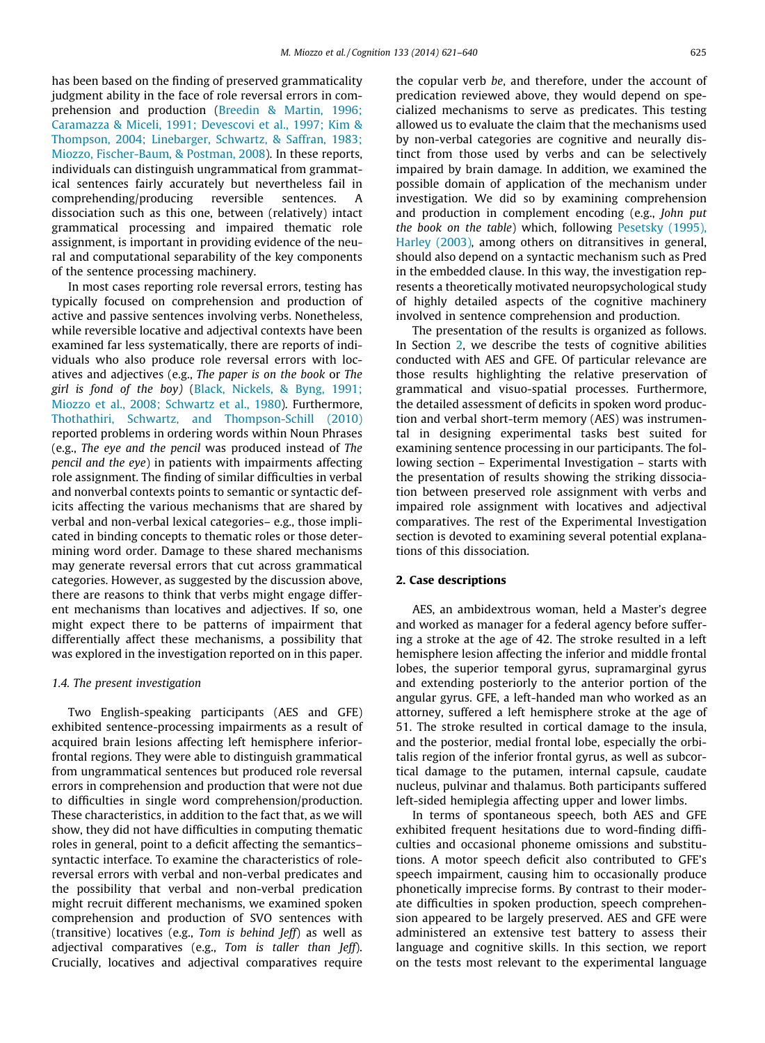has been based on the finding of preserved grammaticality judgment ability in the face of role reversal errors in comprehension and production (Breedin & Martin, 1996; Caramazza & Miceli, 1991; Devescovi et al., 1997; Kim & Thompson, 2004; Linebarger, Schwartz, & Saffran, 1983; Miozzo, Fischer-Baum, & Postman, 2008). In these reports, individuals can distinguish ungrammatical from grammatical sentences fairly accurately but nevertheless fail in comprehending/producing reversible sentences. A dissociation such as this one, between (relatively) intact grammatical processing and impaired thematic role assignment, is important in providing evidence of the neural and computational separability of the key components of the sentence processing machinery.

In most cases reporting role reversal errors, testing has typically focused on comprehension and production of active and passive sentences involving verbs. Nonetheless, while reversible locative and adjectival contexts have been examined far less systematically, there are reports of individuals who also produce role reversal errors with locatives and adjectives (e.g., *The paper is on the book* or *The girl is fond of the boy*) (Black, Nickels, & Byng, 1991; Miozzo et al., 2008; Schwartz et al., 1980). Furthermore, Thothathiri, Schwartz, and Thompson-Schill (2010) reported problems in ordering words within Noun Phrases (e.g., *The eye and the pencil* was produced instead of *The pencil and the eye*) in patients with impairments affecting role assignment. The finding of similar difficulties in verbal and nonverbal contexts points to semantic or syntactic deficits affecting the various mechanisms that are shared by verbal and non-verbal lexical categories– e.g., those implicated in binding concepts to thematic roles or those determining word order. Damage to these shared mechanisms may generate reversal errors that cut across grammatical categories. However, as suggested by the discussion above, there are reasons to think that verbs might engage different mechanisms than locatives and adjectives. If so, one might expect there to be patterns of impairment that differentially affect these mechanisms, a possibility that was explored in the investigation reported on in this paper.

### 1.4. The present investigation

Two English-speaking participants (AES and GFE) exhibited sentence-processing impairments as a result of acquired brain lesions affecting left hemisphere inferior-frontal regions. They were able to distinguish grammatical from ungrammatical sentences but produced role reversal errors in comprehension and production that were not due to difficulties in single word comprehension/production. These characteristics, in addition to the fact that, as we will show, they did not have difficulties in computing thematic roles in general, point to a deficit affecting the semantics–syntactic interface. To examine the characteristics of role-reversal errors with verbal and non-verbal predicates and the possibility that verbal and non-verbal predication might recruit different mechanisms, we examined spoken comprehension and production of SVO sentences with (transitive) locatives (e.g., *Tom is behind Jeff*) as well as adjectival comparatives (e.g., *Tom is taller than Jeff*). Crucially, locatives and adjectival comparatives require the copular verb *be*, and therefore, under the account of predication reviewed above, they would depend on specialized mechanisms to serve as predicates. This testing allowed us to evaluate the claim that the mechanisms used by non-verbal categories are cognitive and neurally distinct from those used by verbs and can be selectively impaired by brain damage. In addition, we examined the possible domain of application of the mechanism under investigation. We did so by examining comprehension and production in complement encoding (e.g., *John put the book on the table*) which, following Pesetsky (1995), Harley (2003), among others on ditransitives in general, should also depend on a syntactic mechanism such as Pred in the embedded clause. In this way, the investigation represents a theoretically motivated neuropsychological study of highly detailed aspects of the cognitive machinery involved in sentence comprehension and production.

The presentation of the results is organized as follows. In Section 2, we describe the tests of cognitive abilities conducted with AES and GFE. Of particular relevance are those results highlighting the relative preservation of grammatical and visuo-spatial processes. Furthermore, the detailed assessment of deficits in spoken word production and verbal short-term memory (AES) was instrumental in designing experimental tasks best suited for examining sentence processing in our participants. The following section – Experimental Investigation – starts with the presentation of results showing the striking dissociation between preserved role assignment with verbs and impaired role assignment with locatives and adjectival comparatives. The rest of the Experimental Investigation section is devoted to examining several potential explanations of this dissociation.

## 2. Case descriptions

AES, an ambidextrous woman, held a Master's degree and worked as manager for a federal agency before suffering a stroke at the age of 42. The stroke resulted in a left hemisphere lesion affecting the inferior and middle frontal lobes, the superior temporal gyrus, supramarginal gyrus and extending posteriorly to the anterior portion of the angular gyrus. GFE, a left-handed man who worked as an attorney, suffered a left hemisphere stroke at the age of 51. The stroke resulted in cortical damage to the insula, and the posterior, medial frontal lobe, especially the orbitalis region of the inferior frontal gyrus, as well as subcortical damage to the putamen, internal capsule, caudate nucleus, pulvinar and thalamus. Both participants suffered left-sided hemiplegia affecting upper and lower limbs.

In terms of spontaneous speech, both AES and GFE exhibited frequent hesitations due to word-finding difficulties and occasional phoneme omissions and substitutions. A motor speech deficit also contributed to GFE's speech impairment, causing him to occasionally produce phonetically imprecise forms. By contrast to their moderate difficulties in spoken production, speech comprehension appeared to be largely preserved. AES and GFE were administered an extensive test battery to assess their language and cognitive skills. In this section, we report on the tests most relevant to the experimental language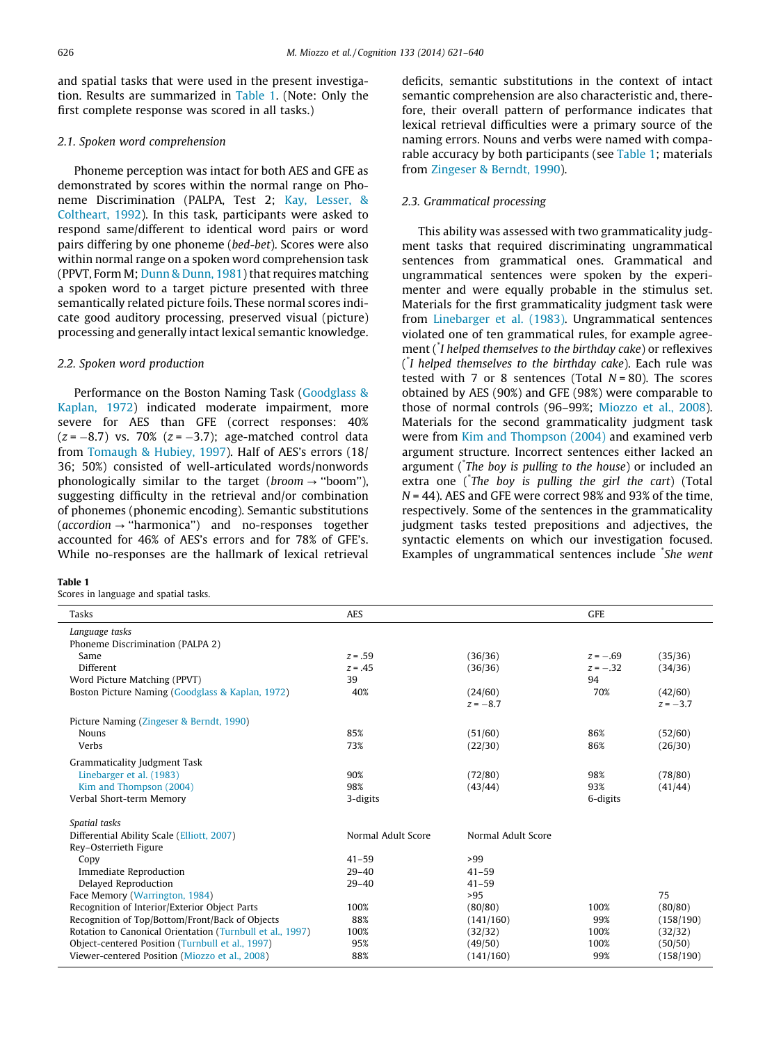and spatial tasks that were used in the present investigation. Results are summarized in Table 1. (Note: Only the first complete response was scored in all tasks.)

### 2.1. Spoken word comprehension

Phoneme perception was intact for both AES and GFE as demonstrated by scores within the normal range on Phoneme Discrimination (PALPA, Test 2; Kay, Lesser, & Coltheart, 1992). In this task, participants were asked to respond same/different to identical word pairs or word pairs differing by one phoneme (*bed-bet*). Scores were also within normal range on a spoken word comprehension task (PPVT, Form M; Dunn & Dunn, 1981) that requires matching a spoken word to a target picture presented with three semantically related picture foils. These normal scores indicate good auditory processing, preserved visual (picture) processing and generally intact lexical semantic knowledge.

### 2.2. Spoken word production

Performance on the Boston Naming Task (Goodglass & Kaplan, 1972) indicated moderate impairment, more severe for AES than GFE (correct responses: 40% ($z = -8.7$) vs. 70% ($z = -3.7$); age-matched control data from Tomaugh & Hubiey, 1997). Half of AES's errors (18/36; 50%) consisted of well-articulated words/nonwords phonologically similar to the target (*broom* → "boom"), suggesting difficulty in the retrieval and/or combination of phonemes (phonemic encoding). Semantic substitutions (*accordion* → "harmonica") and no-responses together accounted for 46% of AES's errors and for 78% of GFE's. While no-responses are the hallmark of lexical retrieval deficits, semantic substitutions in the context of intact semantic comprehension are also characteristic and, therefore, their overall pattern of performance indicates that lexical retrieval difficulties were a primary source of the naming errors. Nouns and verbs were named with comparable accuracy by both participants (see Table 1; materials from Zingeser & Berndt, 1990).

### 2.3. Grammatical processing

This ability was assessed with two grammaticality judgment tasks that required discriminating ungrammatical sentences from grammatical ones. Grammatical and ungrammatical sentences were spoken by the experimenter and were equally probable in the stimulus set. Materials for the first grammaticality judgment task were from Linebarger et al. (1983). Ungrammatical sentences violated one of ten grammatical rules, for example agreement (*I helped themselves to the birthday cake) or reflexives (*I helped themselves to the birthday cake). Each rule was tested with 7 or 8 sentences (Total $N = 80$). The scores obtained by AES (90%) and GFE (98%) were comparable to those of normal controls (96–99%; Miozzo et al., 2008). Materials for the second grammaticality judgment task were from Kim and Thompson (2004) and examined verb argument structure. Incorrect sentences either lacked an argument (*The boy is pulling to the house) or included an extra one (*The boy is pulling the girl the cart) (Total $N = 44$). AES and GFE were correct 98% and 93% of the time, respectively. Some of the sentences in the grammaticality judgment tasks tested prepositions and adjectives, the syntactic elements on which our investigation focused. Examples of ungrammatical sentences include *She went

**Table 1**
Scores in language and spatial tasks.

| Tasks | AES | | GFE | |
|---|---|---|---|---|
| *Language tasks* | | | | |
| Phoneme Discrimination (PALPA 2) | | | | |
| Same | $z = .59$ | (36/36) | $z = -.69$ | (35/36) |
| Different | $z = .45$ | (36/36) | $z = -.32$ | (34/36) |
| Word Picture Matching (PPVT) | 39 | | 94 | |
| Boston Picture Naming (Goodglass & Kaplan, 1972) | 40% | (24/60) | 70% | (42/60) |
| | | $z = -8.7$ | | $z = -3.7$ |
| Picture Naming (Zingeser & Berndt, 1990) | | | | |
| Nouns | 85% | (51/60) | 86% | (52/60) |
| Verbs | 73% | (22/30) | 86% | (26/30) |
| Grammaticality Judgment Task | | | | |
| Linebarger et al. (1983) | 90% | (72/80) | 98% | (78/80) |
| Kim and Thompson (2004) | 98% | (43/44) | 93% | (41/44) |
| Verbal Short-term Memory | 3-digits | | 6-digits | |
| *Spatial tasks* | | | | |
| Differential Ability Scale (Elliott, 2007) | Normal Adult Score | Normal Adult Score | | |
| Rey–Osterrieth Figure | | | | |
| Copy | 41–59 | >99 | | |
| Immediate Reproduction | 29–40 | 41–59 | | |
| Delayed Reproduction | 29–40 | 41–59 | | |
| Face Memory (Warrington, 1984) | | >95 | | 75 |
| Recognition of Interior/Exterior Object Parts | 100% | (80/80) | 100% | (80/80) |
| Recognition of Top/Bottom/Front/Back of Objects | 88% | (141/160) | 99% | (158/190) |
| Rotation to Canonical Orientation (Turnbull et al., 1997) | 100% | (32/32) | 100% | (32/32) |
| Object-centered Position (Turnbull et al., 1997) | 95% | (49/50) | 100% | (50/50) |
| Viewer-centered Position (Miozzo et al., 2008) | 88% | (141/160) | 99% | (158/190) |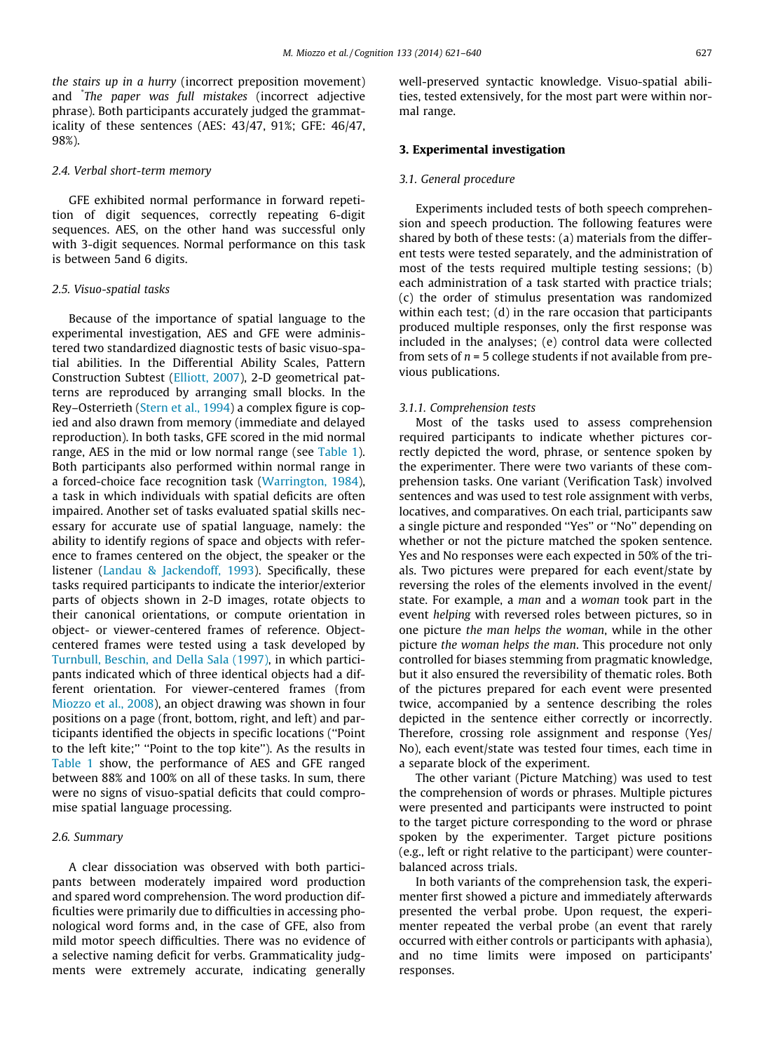*the stairs up in a hurry* (incorrect preposition movement) and *\*The paper was full mistakes* (incorrect adjective phrase). Both participants accurately judged the grammaticality of these sentences (AES: 43/47, 91%; GFE: 46/47, 98%).

### 2.4. Verbal short-term memory

GFE exhibited normal performance in forward repetition of digit sequences, correctly repeating 6-digit sequences. AES, on the other hand was successful only with 3-digit sequences. Normal performance on this task is between 5and 6 digits.

### 2.5. Visuo-spatial tasks

Because of the importance of spatial language to the experimental investigation, AES and GFE were administered two standardized diagnostic tests of basic visuo-spatial abilities. In the Differential Ability Scales, Pattern Construction Subtest (Elliott, 2007), 2-D geometrical patterns are reproduced by arranging small blocks. In the Rey–Osterrieth (Stern et al., 1994) a complex figure is copied and also drawn from memory (immediate and delayed reproduction). In both tasks, GFE scored in the mid normal range, AES in the mid or low normal range (see Table 1). Both participants also performed within normal range in a forced-choice face recognition task (Warrington, 1984), a task in which individuals with spatial deficits are often impaired. Another set of tasks evaluated spatial skills necessary for accurate use of spatial language, namely: the ability to identify regions of space and objects with reference to frames centered on the object, the speaker or the listener (Landau & Jackendoff, 1993). Specifically, these tasks required participants to indicate the interior/exterior parts of objects shown in 2-D images, rotate objects to their canonical orientations, or compute orientation in object- or viewer-centered frames of reference. Object-centered frames were tested using a task developed by Turnbull, Beschin, and Della Sala (1997), in which participants indicated which of three identical objects had a different orientation. For viewer-centered frames (from Miozzo et al., 2008), an object drawing was shown in four positions on a page (front, bottom, right, and left) and participants identified the objects in specific locations (''Point to the left kite;'' ''Point to the top kite''). As the results in Table 1 show, the performance of AES and GFE ranged between 88% and 100% on all of these tasks. In sum, there were no signs of visuo-spatial deficits that could compromise spatial language processing.

### 2.6. Summary

A clear dissociation was observed with both participants between moderately impaired word production and spared word comprehension. The word production difficulties were primarily due to difficulties in accessing phonological word forms and, in the case of GFE, also from mild motor speech difficulties. There was no evidence of a selective naming deficit for verbs. Grammaticality judgments were extremely accurate, indicating generally well-preserved syntactic knowledge. Visuo-spatial abilities, tested extensively, for the most part were within normal range.

## 3. Experimental investigation

### 3.1. General procedure

Experiments included tests of both speech comprehension and speech production. The following features were shared by both of these tests: (a) materials from the different tests were tested separately, and the administration of most of the tests required multiple testing sessions; (b) each administration of a task started with practice trials; (c) the order of stimulus presentation was randomized within each test; (d) in the rare occasion that participants produced multiple responses, only the first response was included in the analyses; (e) control data were collected from sets of $n = 5$ college students if not available from previous publications.

#### 3.1.1. Comprehension tests

Most of the tasks used to assess comprehension required participants to indicate whether pictures correctly depicted the word, phrase, or sentence spoken by the experimenter. There were two variants of these comprehension tasks. One variant (Verification Task) involved sentences and was used to test role assignment with verbs, locatives, and comparatives. On each trial, participants saw a single picture and responded ''Yes'' or ''No'' depending on whether or not the picture matched the spoken sentence. Yes and No responses were each expected in 50% of the trials. Two pictures were prepared for each event/state by reversing the roles of the elements involved in the event/state. For example, a *man* and a *woman* took part in the event *helping* with reversed roles between pictures, so in one picture *the man helps the woman*, while in the other picture *the woman helps the man*. This procedure not only controlled for biases stemming from pragmatic knowledge, but it also ensured the reversibility of thematic roles. Both of the pictures prepared for each event were presented twice, accompanied by a sentence describing the roles depicted in the sentence either correctly or incorrectly. Therefore, crossing role assignment and response (Yes/No), each event/state was tested four times, each time in a separate block of the experiment.

The other variant (Picture Matching) was used to test the comprehension of words or phrases. Multiple pictures were presented and participants were instructed to point to the target picture corresponding to the word or phrase spoken by the experimenter. Target picture positions (e.g., left or right relative to the participant) were counterbalanced across trials.

In both variants of the comprehension task, the experimenter first showed a picture and immediately afterwards presented the verbal probe. Upon request, the experimenter repeated the verbal probe (an event that rarely occurred with either controls or participants with aphasia), and no time limits were imposed on participants' responses.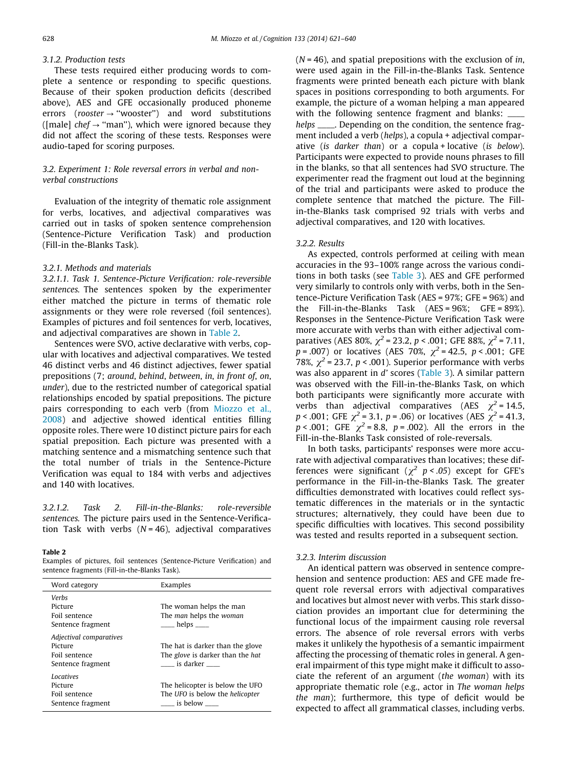#### 3.1.2. Production tests

These tests required either producing words to complete a sentence or responding to specific questions. Because of their spoken production deficits (described above), AES and GFE occasionally produced phoneme errors (*rooster* → "wooster") and word substitutions ([male] *chef* → "man"), which were ignored because they did not affect the scoring of these tests. Responses were audio-taped for scoring purposes.

### 3.2. Experiment 1: Role reversal errors in verbal and non-verbal constructions

Evaluation of the integrity of thematic role assignment for verbs, locatives, and adjectival comparatives was carried out in tasks of spoken sentence comprehension (Sentence-Picture Verification Task) and production (Fill-in the-Blanks Task).

#### 3.2.1. Methods and materials

*3.2.1.1. Task 1. Sentence-Picture Verification: role-reversible sentences.* The sentences spoken by the experimenter either matched the picture in terms of thematic role assignments or they were role reversed (foil sentences). Examples of pictures and foil sentences for verb, locatives, and adjectival comparatives are shown in Table 2.

Sentences were SVO, active declarative with verbs, copular with locatives and adjectival comparatives. We tested 46 distinct verbs and 46 distinct adjectives, fewer spatial prepositions (7; *around*, *behind*, *between*, *in*, *in front of*, *on*, *under*), due to the restricted number of categorical spatial relationships encoded by spatial prepositions. The picture pairs corresponding to each verb (from Miozzo et al., 2008) and adjective showed identical entities filling opposite roles. There were 10 distinct picture pairs for each spatial preposition. Each picture was presented with a matching sentence and a mismatching sentence such that the total number of trials in the Sentence-Picture Verification was equal to 184 with verbs and adjectives and 140 with locatives.

*3.2.1.2. Task 2. Fill-in-the-Blanks: role-reversible sentences.* The picture pairs used in the Sentence-Verification Task with verbs ($N = 46$), adjectival comparatives ($N = 46$), and spatial prepositions with the exclusion of *in*, were used again in the Fill-in-the-Blanks Task. Sentence fragments were printed beneath each picture with blank spaces in positions corresponding to both arguments. For example, the picture of a woman helping a man appeared with the following sentence fragment and blanks: \_\_\_\_ *helps* \_\_\_\_. Depending on the condition, the sentence fragment included a verb (*helps*), a copula + adjectival comparative (*is darker than*) or a copula + locative (*is below*). Participants were expected to provide nouns phrases to fill in the blanks, so that all sentences had SVO structure. The experimenter read the fragment out loud at the beginning of the trial and participants were asked to produce the complete sentence that matched the picture. The Fill-in-the-Blanks task comprised 92 trials with verbs and adjectival comparatives, and 120 with locatives.

**Table 2**
Examples of pictures, foil sentences (Sentence-Picture Verification) and sentence fragments (Fill-in-the-Blanks Task).

| Word category | Examples |
|---|---|
| *Verbs* | |
| Picture | The woman helps the man |
| Foil sentence | The *man* helps the *woman* |
| Sentence fragment | \_\_\_\_ helps \_\_\_\_ |
| *Adjectival comparatives* | |
| Picture | The hat is darker than the glove |
| Foil sentence | The *glove* is darker than the *hat* |
| Sentence fragment | \_\_\_\_ is darker \_\_\_\_ |
| *Locatives* | |
| Picture | The helicopter is below the UFO |
| Foil sentence | The *UFO* is below the *helicopter* |
| Sentence fragment | \_\_\_\_ is below \_\_\_\_ |

#### 3.2.2. Results

As expected, controls performed at ceiling with mean accuracies in the 93–100% range across the various conditions in both tasks (see Table 3). AES and GFE performed very similarly to controls only with verbs, both in the Sentence-Picture Verification Task (AES = 97%; GFE = 96%) and the Fill-in-the-Blanks Task (AES = 96%; GFE = 89%). Responses in the Sentence-Picture Verification Task were more accurate with verbs than with either adjectival comparatives (AES 80%, $\chi^2 = 23.2$, $p < .001$; GFE 88%, $\chi^2 = 7.11$, $p = .007$) or locatives (AES 70%, $\chi^2 = 42.5$, $p < .001$; GFE 78%, $\chi^2 = 23.7$, $p < .001$). Superior performance with verbs was also apparent in *d'* scores (Table 3). A similar pattern was observed with the Fill-in-the-Blanks Task, on which both participants were significantly more accurate with verbs than adjectival comparatives (AES $\chi^2 = 14.5$, $p < .001$; GFE $\chi^2 = 3.1$, $p = .06$) or locatives (AES $\chi^2 = 41.3$, $p < .001$; GFE $\chi^2 = 8.8$, $p = .002$). All the errors in the Fill-in-the-Blanks Task consisted of role-reversals.

In both tasks, participants' responses were more accurate with adjectival comparatives than locatives; these differences were significant ($\chi^2$ $p < .05$) except for GFE's performance in the Fill-in-the-Blanks Task. The greater difficulties demonstrated with locatives could reflect systematic differences in the materials or in the syntactic structures; alternatively, they could have been due to specific difficulties with locatives. This second possibility was tested and results reported in a subsequent section.

#### 3.2.3. Interim discussion

An identical pattern was observed in sentence comprehension and sentence production: AES and GFE made frequent role reversal errors with adjectival comparatives and locatives but almost never with verbs. This stark dissociation provides an important clue for determining the functional locus of the impairment causing role reversal errors. The absence of role reversal errors with verbs makes it unlikely the hypothesis of a semantic impairment affecting the processing of thematic roles in general. A general impairment of this type might make it difficult to associate the referent of an argument (*the woman*) with its appropriate thematic role (e.g., actor in *The woman helps the man*); furthermore, this type of deficit would be expected to affect all grammatical classes, including verbs.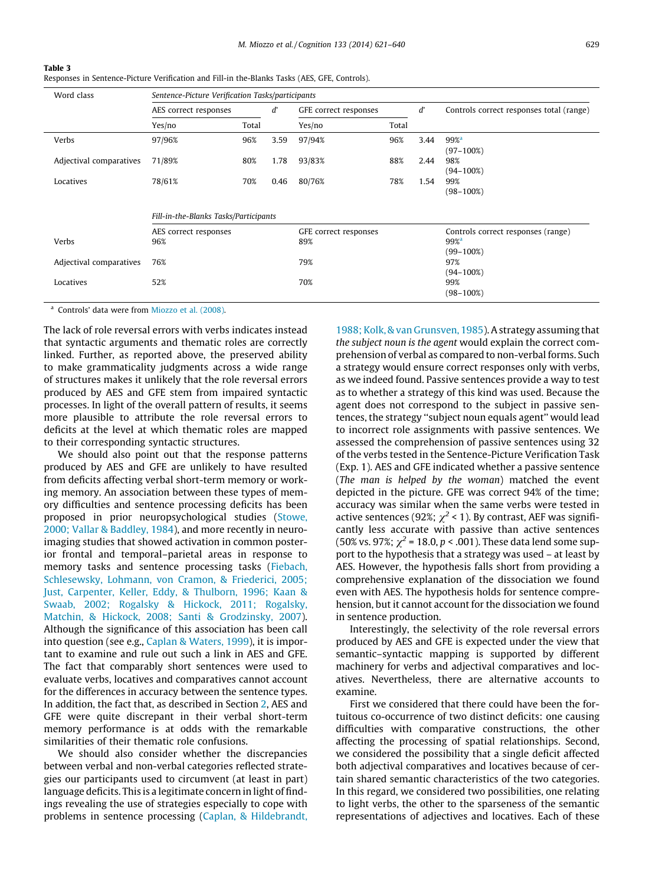**Table 3**
Responses in Sentence-Picture Verification and Fill-in the-Blanks Tasks (AES, GFE, Controls).

| Word class | *Sentence-Picture Verification Tasks/participants* | | | | | | |
|---|---|---|---|---|---|---|---|
| | AES correct responses | | d' | GFE correct responses | | d' | Controls correct responses total (range) |
| | Yes/no | Total | | Yes/no | Total | | |
| Verbs | 97/96% | 96% | 3.59 | 97/94% | 96% | 3.44 | 99%[a] (97–100%) |
| Adjectival comparatives | 71/89% | 80% | 1.78 | 93/83% | 88% | 2.44 | 98% (94–100%) |
| Locatives | 78/61% | 70% | 0.46 | 80/76% | 78% | 1.54 | 99% (98–100%) |
| | *Fill-in-the-Blanks Tasks/Participants* | | | | | | |
| | AES correct responses | | | GFE correct responses | | | Controls correct responses (range) |
| Verbs | 96% | | | 89% | | | 99%[a] (99–100%) |
| Adjectival comparatives | 76% | | | 79% | | | 97% (94–100%) |
| Locatives | 52% | | | 70% | | | 99% (98–100%) |

[a] Controls' data were from Miozzo et al. (2008).

The lack of role reversal errors with verbs indicates instead that syntactic arguments and thematic roles are correctly linked. Further, as reported above, the preserved ability to make grammaticality judgments across a wide range of structures makes it unlikely that the role reversal errors produced by AES and GFE stem from impaired syntactic processes. In light of the overall pattern of results, it seems more plausible to attribute the role reversal errors to deficits at the level at which thematic roles are mapped to their corresponding syntactic structures.

We should also point out that the response patterns produced by AES and GFE are unlikely to have resulted from deficits affecting verbal short-term memory or working memory. An association between these types of memory difficulties and sentence processing deficits has been proposed in prior neuropsychological studies (Stowe, 2000; Vallar & Baddley, 1984), and more recently in neuroimaging studies that showed activation in common posterior frontal and temporal–parietal areas in response to memory tasks and sentence processing tasks (Fiebach, Schlesewsky, Lohmann, von Cramon, & Friederici, 2005; Just, Carpenter, Keller, Eddy, & Thulborn, 1996; Kaan & Swaab, 2002; Rogalsky & Hickock, 2011; Rogalsky, Matchin, & Hickock, 2008; Santi & Grodzinsky, 2007). Although the significance of this association has been call into question (see e.g., Caplan & Waters, 1999), it is important to examine and rule out such a link in AES and GFE. The fact that comparably short sentences were used to evaluate verbs, locatives and comparatives cannot account for the differences in accuracy between the sentence types. In addition, the fact that, as described in Section 2, AES and GFE were quite discrepant in their verbal short-term memory performance is at odds with the remarkable similarities of their thematic role confusions.

We should also consider whether the discrepancies between verbal and non-verbal categories reflected strategies our participants used to circumvent (at least in part) language deficits. This is a legitimate concern in light of findings revealing the use of strategies especially to cope with problems in sentence processing (Caplan, & Hildebrandt, 1988; Kolk, & van Grunsven, 1985). A strategy assuming that *the subject noun is the agent* would explain the correct comprehension of verbal as compared to non-verbal forms. Such a strategy would ensure correct responses only with verbs, as we indeed found. Passive sentences provide a way to test as to whether a strategy of this kind was used. Because the agent does not correspond to the subject in passive sentences, the strategy "subject noun equals agent" would lead to incorrect role assignments with passive sentences. We assessed the comprehension of passive sentences using 32 of the verbs tested in the Sentence-Picture Verification Task (Exp. 1). AES and GFE indicated whether a passive sentence (*The man is helped by the woman*) matched the event depicted in the picture. GFE was correct 94% of the time; accuracy was similar when the same verbs were tested in active sentences (92%; $\chi^2 < 1$). By contrast, AEF was significantly less accurate with passive than active sentences (50% vs. 97%; $\chi^2 = 18.0$, $p < .001$). These data lend some support to the hypothesis that a strategy was used – at least by AES. However, the hypothesis falls short from providing a comprehensive explanation of the dissociation we found even with AES. The hypothesis holds for sentence comprehension, but it cannot account for the dissociation we found in sentence production.

Interestingly, the selectivity of the role reversal errors produced by AES and GFE is expected under the view that semantic–syntactic mapping is supported by different machinery for verbs and adjectival comparatives and locatives. Nevertheless, there are alternative accounts to examine.

First we considered that there could have been the fortuitous co-occurrence of two distinct deficits: one causing difficulties with comparative constructions, the other affecting the processing of spatial relationships. Second, we considered the possibility that a single deficit affected both adjectival comparatives and locatives because of certain shared semantic characteristics of the two categories. In this regard, we considered two possibilities, one relating to light verbs, the other to the sparseness of the semantic representations of adjectives and locatives. Each of these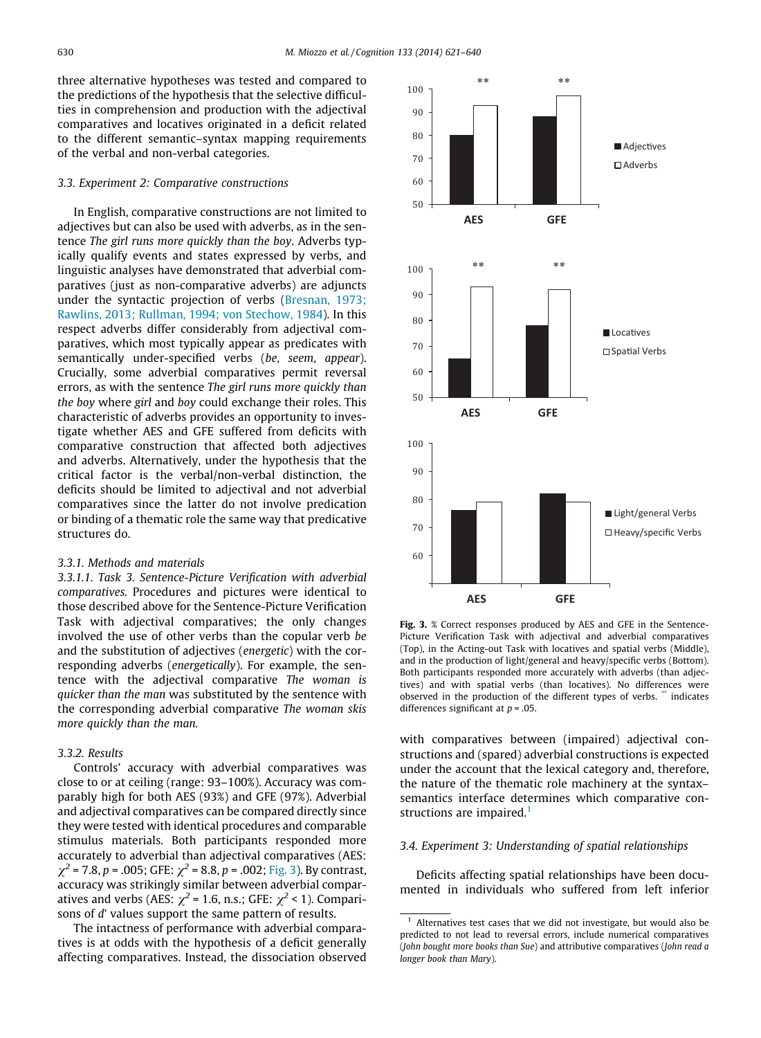three alternative hypotheses was tested and compared to the predictions of the hypothesis that the selective difficulties in comprehension and production with the adjectival comparatives and locatives originated in a deficit related to the different semantic–syntax mapping requirements of the verbal and non-verbal categories.

### 3.3. Experiment 2: Comparative constructions

In English, comparative constructions are not limited to adjectives but can also be used with adverbs, as in the sentence *The girl runs more quickly than the boy*. Adverbs typically qualify events and states expressed by verbs, and linguistic analyses have demonstrated that adverbial comparatives (just as non-comparative adverbs) are adjuncts under the syntactic projection of verbs (Bresnan, 1973; Rawlins, 2013; Rullman, 1994; von Stechow, 1984). In this respect adverbs differ considerably from adjectival comparatives, which most typically appear as predicates with semantically under-specified verbs (*be*, *seem*, *appear*). Crucially, some adverbial comparatives permit reversal errors, as with the sentence *The girl runs more quickly than the boy* where *girl* and *boy* could exchange their roles. This characteristic of adverbs provides an opportunity to investigate whether AES and GFE suffered from deficits with comparative construction that affected both adjectives and adverbs. Alternatively, under the hypothesis that the critical factor is the verbal/non-verbal distinction, the deficits should be limited to adjectival and not adverbial comparatives since the latter do not involve predication or binding of a thematic role the same way that predicative structures do.

#### 3.3.1. Methods and materials

*3.3.1.1. Task 3. Sentence-Picture Verification with adverbial comparatives.* Procedures and pictures were identical to those described above for the Sentence-Picture Verification Task with adjectival comparatives; the only changes involved the use of other verbs than the copular verb *be* and the substitution of adjectives (*energetic*) with the corresponding adverbs (*energetically*). For example, the sentence with the adjectival comparative *The woman is quicker than the man* was substituted by the sentence with the corresponding adverbial comparative *The woman skis more quickly than the man.*

#### 3.3.2. Results

Controls' accuracy with adverbial comparatives was close to or at ceiling (range: 93–100%). Accuracy was comparably high for both AES (93%) and GFE (97%). Adverbial and adjectival comparatives can be compared directly since they were tested with identical procedures and comparable stimulus materials. Both participants responded more accurately to adverbial than adjectival comparatives (AES: $\chi^2 = 7.8$, $p = .005$; GFE: $\chi^2 = 8.8$, $p = .002$; Fig. 3). By contrast, accuracy was strikingly similar between adverbial comparatives and verbs (AES: $\chi^2 = 1.6$, n.s.; GFE: $\chi^2 < 1$). Comparisons of d' values support the same pattern of results.

The intactness of performance with adverbial comparatives is at odds with the hypothesis of a deficit generally affecting comparatives. Instead, the dissociation observed with comparatives between (impaired) adjectival constructions and (spared) adverbial constructions is expected under the account that the lexical category and, therefore, the nature of the thematic role machinery at the syntax–semantics interface determines which comparative constructions are impaired.[1]

**Fig. 3.** % Correct responses produced by AES and GFE in the Sentence-Picture Verification Task with adjectival and adverbial comparatives (Top), in the Acting-out Task with locatives and spatial verbs (Middle), and in the production of light/general and heavy/specific verbs (Bottom). Both participants responded more accurately with adverbs (than adjectives) and with spatial verbs (than locatives). No differences were observed in the production of the different types of verbs. ** indicates differences significant at $p = .05$.

### 3.4. Experiment 3: Understanding of spatial relationships

Deficits affecting spatial relationships have been documented in individuals who suffered from left inferior

[1] Alternatives test cases that we did not investigate, but would also be predicted to not lead to reversal errors, include numerical comparatives (*John bought more books than Sue*) and attributive comparatives (*John read a longer book than Mary*).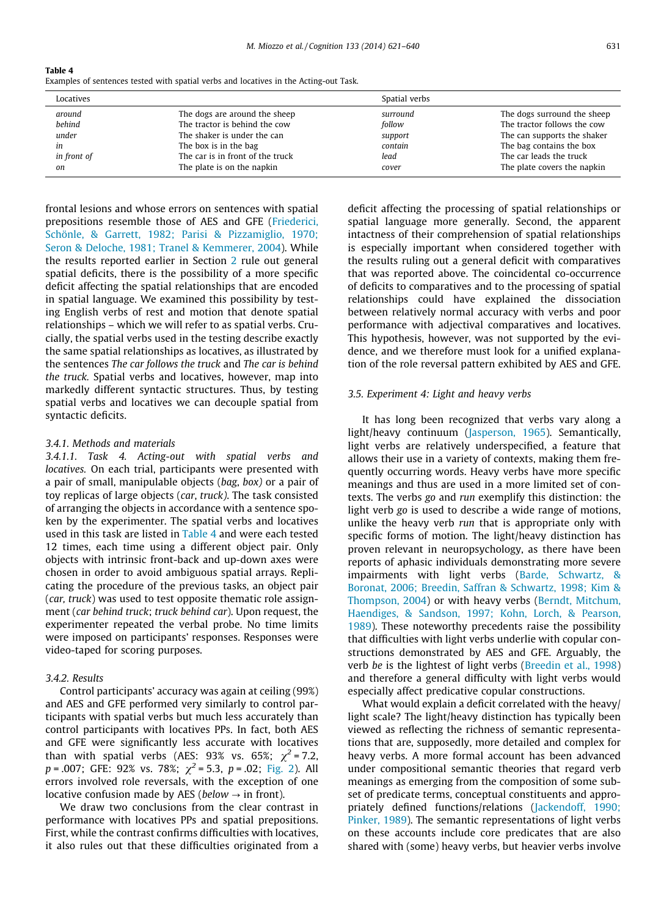**Table 4**
Examples of sentences tested with spatial verbs and locatives in the Acting-out Task.

| Locatives | | Spatial verbs | |
|---|---|---|---|
| *around* | The dogs are around the sheep | *surround* | The dogs surround the sheep |
| *behind* | The tractor is behind the cow | *follow* | The tractor follows the cow |
| *under* | The shaker is under the can | *support* | The can supports the shaker |
| *in* | The box is in the bag | *contain* | The bag contains the box |
| *in front of* | The car is in front of the truck | *lead* | The car leads the truck |
| *on* | The plate is on the napkin | *cover* | The plate covers the napkin |

frontal lesions and whose errors on sentences with spatial prepositions resemble those of AES and GFE (Friederici, Schönle, & Garrett, 1982; Parisi & Pizzamiglio, 1970; Seron & Deloche, 1981; Tranel & Kemmerer, 2004). While the results reported earlier in Section 2 rule out general spatial deficits, there is the possibility of a more specific deficit affecting the spatial relationships that are encoded in spatial language. We examined this possibility by testing English verbs of rest and motion that denote spatial relationships – which we will refer to as spatial verbs. Crucially, the spatial verbs used in the testing describe exactly the same spatial relationships as locatives, as illustrated by the sentences *The car follows the truck* and *The car is behind the truck*. Spatial verbs and locatives, however, map into markedly different syntactic structures. Thus, by testing spatial verbs and locatives we can decouple spatial from syntactic deficits.

#### 3.4.1. Methods and materials

##### 3.4.1.1. Task 4. Acting-out with spatial verbs and locatives.

On each trial, participants were presented with a pair of small, manipulable objects (*bag, box)* or a pair of toy replicas of large objects (*car, truck)*. The task consisted of arranging the objects in accordance with a sentence spoken by the experimenter. The spatial verbs and locatives used in this task are listed in Table 4 and were each tested 12 times, each time using a different object pair. Only objects with intrinsic front-back and up-down axes were chosen in order to avoid ambiguous spatial arrays. Replicating the procedure of the previous tasks, an object pair (*car, truck*) was used to test opposite thematic role assignment (*car behind truck*; *truck behind car*). Upon request, the experimenter repeated the verbal probe. No time limits were imposed on participants' responses. Responses were video-taped for scoring purposes.

#### 3.4.2. Results

Control participants' accuracy was again at ceiling (99%) and AES and GFE performed very similarly to control participants with spatial verbs but much less accurately than control participants with locatives PPs. In fact, both AES and GFE were significantly less accurate with locatives than with spatial verbs (AES: 93% vs. 65%; $\chi^2 = 7.2$, $p = .007$; GFE: 92% vs. 78%; $\chi^2 = 5.3$, $p = .02$; Fig. 2). All errors involved role reversals, with the exception of one locative confusion made by AES (*below* → in front).

We draw two conclusions from the clear contrast in performance with locatives PPs and spatial prepositions. First, while the contrast confirms difficulties with locatives, it also rules out that these difficulties originated from a deficit affecting the processing of spatial relationships or spatial language more generally. Second, the apparent intactness of their comprehension of spatial relationships is especially important when considered together with the results ruling out a general deficit with comparatives that was reported above. The coincidental co-occurrence of deficits to comparatives and to the processing of spatial relationships could have explained the dissociation between relatively normal accuracy with verbs and poor performance with adjectival comparatives and locatives. This hypothesis, however, was not supported by the evidence, and we therefore must look for a unified explanation of the role reversal pattern exhibited by AES and GFE.

### 3.5. Experiment 4: Light and heavy verbs

It has long been recognized that verbs vary along a light/heavy continuum (Jasperson, 1965). Semantically, light verbs are relatively underspecified, a feature that allows their use in a variety of contexts, making them frequently occurring words. Heavy verbs have more specific meanings and thus are used in a more limited set of contexts. The verbs *go* and *run* exemplify this distinction: the light verb *go* is used to describe a wide range of motions, unlike the heavy verb *run* that is appropriate only with specific forms of motion. The light/heavy distinction has proven relevant in neuropsychology, as there have been reports of aphasic individuals demonstrating more severe impairments with light verbs (Barde, Schwartz, & Boronat, 2006; Breedin, Saffran & Schwartz, 1998; Kim & Thompson, 2004) or with heavy verbs (Berndt, Mitchum, Haendiges, & Sandson, 1997; Kohn, Lorch, & Pearson, 1989). These noteworthy precedents raise the possibility that difficulties with light verbs underlie with copular constructions demonstrated by AES and GFE. Arguably, the verb *be* is the lightest of light verbs (Breedin et al., 1998) and therefore a general difficulty with light verbs would especially affect predicative copular constructions.

What would explain a deficit correlated with the heavy/light scale? The light/heavy distinction has typically been viewed as reflecting the richness of semantic representations that are, supposedly, more detailed and complex for heavy verbs. A more formal account has been advanced under compositional semantic theories that regard verb meanings as emerging from the composition of some subset of predicate terms, conceptual constituents and appropriately defined functions/relations (Jackendoff, 1990; Pinker, 1989). The semantic representations of light verbs on these accounts include core predicates that are also shared with (some) heavy verbs, but heavier verbs involve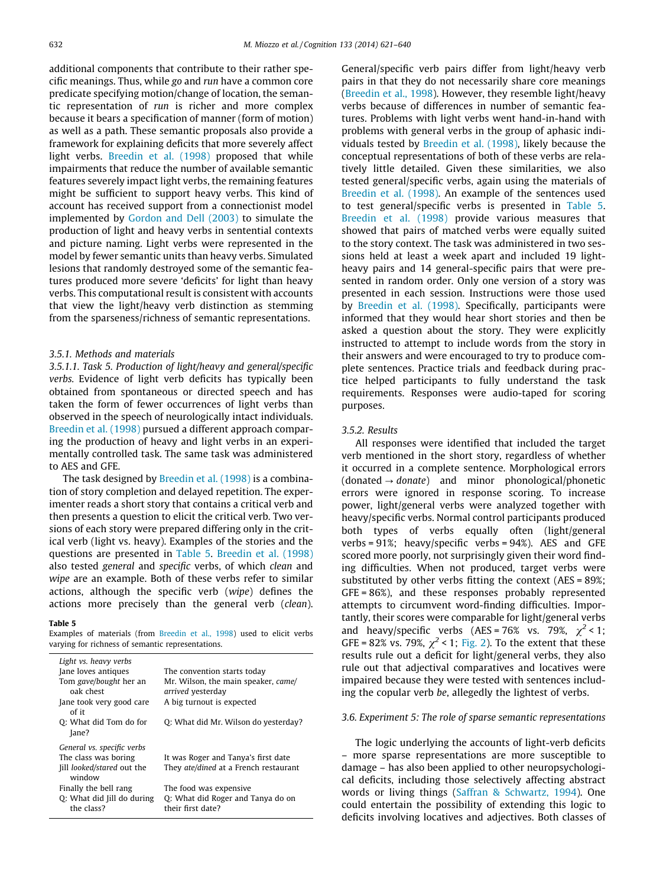additional components that contribute to their rather specific meanings. Thus, while *go* and *run* have a common core predicate specifying motion/change of location, the semantic representation of *run* is richer and more complex because it bears a specification of manner (form of motion) as well as a path. These semantic proposals also provide a framework for explaining deficits that more severely affect light verbs. Breedin et al. (1998) proposed that while impairments that reduce the number of available semantic features severely impact light verbs, the remaining features might be sufficient to support heavy verbs. This kind of account has received support from a connectionist model implemented by Gordon and Dell (2003) to simulate the production of light and heavy verbs in sentential contexts and picture naming. Light verbs were represented in the model by fewer semantic units than heavy verbs. Simulated lesions that randomly destroyed some of the semantic features produced more severe 'deficits' for light than heavy verbs. This computational result is consistent with accounts that view the light/heavy verb distinction as stemming from the sparseness/richness of semantic representations.

#### 3.5.1. Methods and materials

*3.5.1.1. Task 5. Production of light/heavy and general/specific verbs.* Evidence of light verb deficits has typically been obtained from spontaneous or directed speech and has taken the form of fewer occurrences of light verbs than observed in the speech of neurologically intact individuals. Breedin et al. (1998) pursued a different approach comparing the production of heavy and light verbs in an experimentally controlled task. The same task was administered to AES and GFE.

The task designed by Breedin et al. (1998) is a combination of story completion and delayed repetition. The experimenter reads a short story that contains a critical verb and then presents a question to elicit the critical verb. Two versions of each story were prepared differing only in the critical verb (light vs. heavy). Examples of the stories and the questions are presented in Table 5. Breedin et al. (1998) also tested *general* and *specific* verbs, of which *clean* and *wipe* are an example. Both of these verbs refer to similar actions, although the specific verb (*wipe*) defines the actions more precisely than the general verb (*clean*).

**Table 5**
Examples of materials (from Breedin et al., 1998) used to elicit verbs varying for richness of semantic representations.

| | |
|---|---|
| *Light vs. heavy verbs* | |
| Jane loves antiques | The convention starts today |
| Tom *gave/bought* her an oak chest | Mr. Wilson, the main speaker, *came/arrived* yesterday |
| Jane took very good care of it | A big turnout is expected |
| Q: What did Tom do for Jane? | Q: What did Mr. Wilson do yesterday? |
| *General vs. specific verbs* | |
| The class was boring | It was Roger and Tanya's first date |
| Jill *looked/stared* out the window | They *ate/dined* at a French restaurant |
| Finally the bell rang | The food was expensive |
| Q: What did Jill do during the class? | Q: What did Roger and Tanya do on their first date? |

General/specific verb pairs differ from light/heavy verb pairs in that they do not necessarily share core meanings (Breedin et al., 1998). However, they resemble light/heavy verbs because of differences in number of semantic features. Problems with light verbs went hand-in-hand with problems with general verbs in the group of aphasic individuals tested by Breedin et al. (1998), likely because the conceptual representations of both of these verbs are relatively little detailed. Given these similarities, we also tested general/specific verbs, again using the materials of Breedin et al. (1998). An example of the sentences used to test general/specific verbs is presented in Table 5. Breedin et al. (1998) provide various measures that showed that pairs of matched verbs were equally suited to the story context. The task was administered in two sessions held at least a week apart and included 19 light-heavy pairs and 14 general-specific pairs that were presented in random order. Only one version of a story was presented in each session. Instructions were those used by Breedin et al. (1998). Specifically, participants were informed that they would hear short stories and then be asked a question about the story. They were explicitly instructed to attempt to include words from the story in their answers and were encouraged to try to produce complete sentences. Practice trials and feedback during practice helped participants to fully understand the task requirements. Responses were audio-taped for scoring purposes.

#### 3.5.2. Results

All responses were identified that included the target verb mentioned in the short story, regardless of whether it occurred in a complete sentence. Morphological errors (donated → *donate*) and minor phonological/phonetic errors were ignored in response scoring. To increase power, light/general verbs were analyzed together with heavy/specific verbs. Normal control participants produced both types of verbs equally often (light/general verbs = 91%; heavy/specific verbs = 94%). AES and GFE scored more poorly, not surprisingly given their word finding difficulties. When not produced, target verbs were substituted by other verbs fitting the context (AES = 89%; GFE = 86%), and these responses probably represented attempts to circumvent word-finding difficulties. Importantly, their scores were comparable for light/general verbs and heavy/specific verbs (AES = 76% vs. 79%, $\chi^2 < 1$; GFE = 82% vs. 79%, $\chi^2 < 1$; Fig. 2). To the extent that these results rule out a deficit for light/general verbs, they also rule out that adjectival comparatives and locatives were impaired because they were tested with sentences including the copular verb *be*, allegedly the lightest of verbs.

### 3.6. Experiment 5: The role of sparse semantic representations

The logic underlying the accounts of light-verb deficits – more sparse representations are more susceptible to damage – has also been applied to other neuropsychological deficits, including those selectively affecting abstract words or living things (Saffran & Schwartz, 1994). One could entertain the possibility of extending this logic to deficits involving locatives and adjectives. Both classes of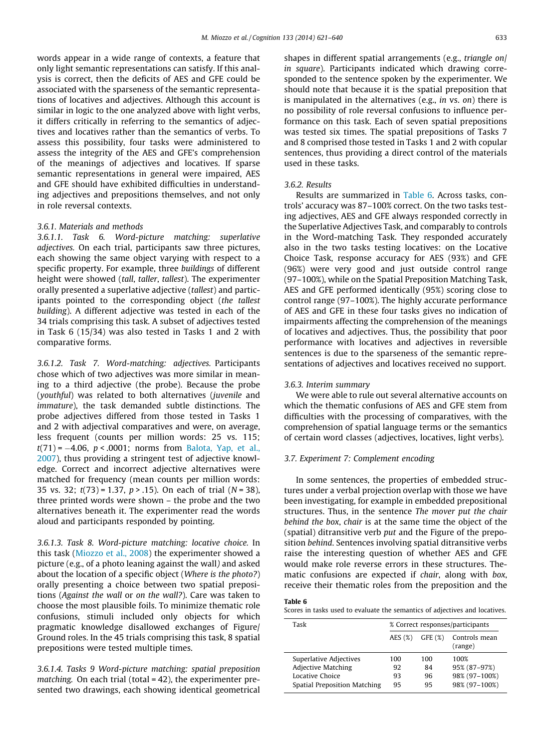words appear in a wide range of contexts, a feature that only light semantic representations can satisfy. If this analysis is correct, then the deficits of AES and GFE could be associated with the sparseness of the semantic representations of locatives and adjectives. Although this account is similar in logic to the one analyzed above with light verbs, it differs critically in referring to the semantics of adjectives and locatives rather than the semantics of verbs. To assess this possibility, four tasks were administered to assess the integrity of the AES and GFE's comprehension of the meanings of adjectives and locatives. If sparse semantic representations in general were impaired, AES and GFE should have exhibited difficulties in understanding adjectives and prepositions themselves, and not only in role reversal contexts.

#### 3.6.1. Materials and methods

3.6.1.1. *Task 6. Word-picture matching: superlative adjectives.* On each trial, participants saw three pictures, each showing the same object varying with respect to a specific property. For example, three *buildings* of different height were showed (*tall*, *taller*, *tallest*). The experimenter orally presented a superlative adjective (*tallest*) and participants pointed to the corresponding object (*the tallest building*). A different adjective was tested in each of the 34 trials comprising this task. A subset of adjectives tested in Task 6 (15/34) was also tested in Tasks 1 and 2 with comparative forms.

3.6.1.2. *Task 7. Word-matching: adjectives.* Participants chose which of two adjectives was more similar in meaning to a third adjective (the probe). Because the probe (*youthful*) was related to both alternatives (*juvenile* and *immature*), the task demanded subtle distinctions. The probe adjectives differed from those tested in Tasks 1 and 2 with adjectival comparatives and were, on average, less frequent (counts per million words: 25 vs. 115; $t(71) = -4.06$, $p < .0001$; norms from Balota, Yap, et al., 2007), thus providing a stringent test of adjective knowledge. Correct and incorrect adjective alternatives were matched for frequency (mean counts per million words: 35 vs. 32; $t(73) = 1.37$, $p > .15$). On each of trial ($N = 38$), three printed words were shown – the probe and the two alternatives beneath it. The experimenter read the words aloud and participants responded by pointing.

3.6.1.3. *Task 8. Word-picture matching: locative choice.* In this task (Miozzo et al., 2008) the experimenter showed a picture (e.g., of a photo leaning against the wall) and asked about the location of a specific object (*Where is the photo?*) orally presenting a choice between two spatial prepositions (*Against the wall* or *on the wall?*). Care was taken to choose the most plausible foils. To minimize thematic role confusions, stimuli included only objects for which pragmatic knowledge disallowed exchanges of Figure/Ground roles. In the 45 trials comprising this task, 8 spatial prepositions were tested multiple times.

3.6.1.4. *Tasks 9 Word-picture matching: spatial preposition matching.* On each trial (total = 42), the experimenter presented two drawings, each showing identical geometrical shapes in different spatial arrangements (e.g., *triangle on/in square*). Participants indicated which drawing corresponded to the sentence spoken by the experimenter. We should note that because it is the spatial preposition that is manipulated in the alternatives (e.g., *in* vs. *on*) there is no possibility of role reversal confusions to influence performance on this task. Each of seven spatial prepositions was tested six times. The spatial prepositions of Tasks 7 and 8 comprised those tested in Tasks 1 and 2 with copular sentences, thus providing a direct control of the materials used in these tasks.

#### 3.6.2. Results

Results are summarized in Table 6. Across tasks, controls' accuracy was 87–100% correct. On the two tasks testing adjectives, AES and GFE always responded correctly in the Superlative Adjectives Task, and comparably to controls in the Word-matching Task. They responded accurately also in the two tasks testing locatives: on the Locative Choice Task, response accuracy for AES (93%) and GFE (96%) were very good and just outside control range (97–100%), while on the Spatial Preposition Matching Task, AES and GFE performed identically (95%) scoring close to control range (97–100%). The highly accurate performance of AES and GFE in these four tasks gives no indication of impairments affecting the comprehension of the meanings of locatives and adjectives. Thus, the possibility that poor performance with locatives and adjectives in reversible sentences is due to the sparseness of the semantic representations of adjectives and locatives received no support.

#### 3.6.3. Interim summary

We were able to rule out several alternative accounts on which the thematic confusions of AES and GFE stem from difficulties with the processing of comparatives, with the comprehension of spatial language terms or the semantics of certain word classes (adjectives, locatives, light verbs).

### 3.7. Experiment 7: Complement encoding

In some sentences, the properties of embedded structures under a verbal projection overlap with those we have been investigating, for example in embedded prepositional structures. Thus, in the sentence *The mover put the chair behind the box*, *chair* is at the same time the object of the (spatial) ditransitive verb *put* and the Figure of the preposition *behind*. Sentences involving spatial ditransitive verbs raise the interesting question of whether AES and GFE would make role reverse errors in these structures. Thematic confusions are expected if *chair*, along with *box*, receive their thematic roles from the preposition and the

**Table 6**
Scores in tasks used to evaluate the semantics of adjectives and locatives.

| Task | % Correct responses/participants | | |
|---|---|---|---|
| | AES (%) | GFE (%) | Controls mean (range) |
| Superlative Adjectives | 100 | 100 | 100% |
| Adjective Matching | 92 | 84 | 95% (87–97%) |
| Locative Choice | 93 | 96 | 98% (97–100%) |
| Spatial Preposition Matching | 95 | 95 | 98% (97–100%) |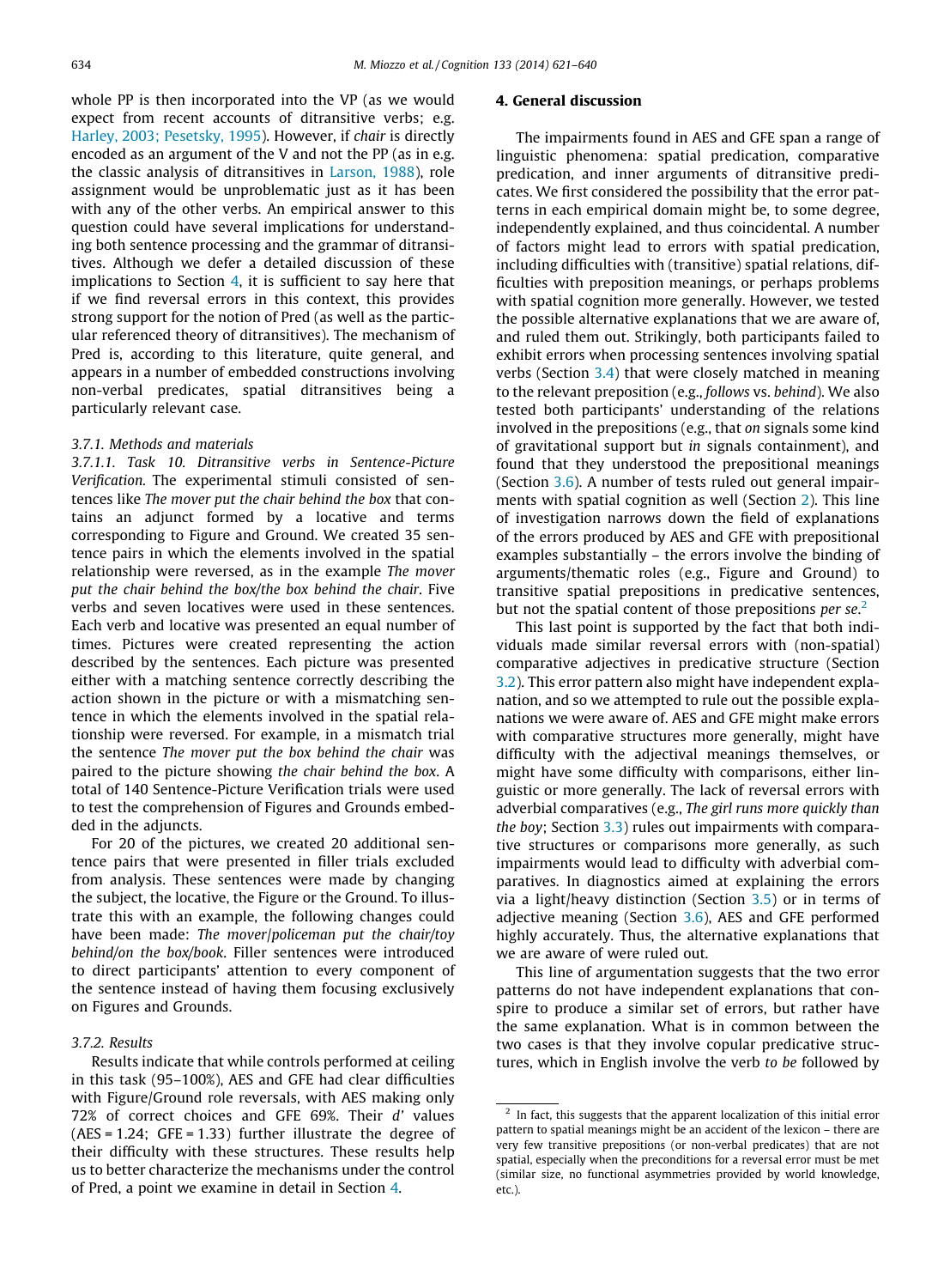whole PP is then incorporated into the VP (as we would expect from recent accounts of ditransitive verbs; e.g. Harley, 2003; Pesetsky, 1995). However, if *chair* is directly encoded as an argument of the V and not the PP (as in e.g. the classic analysis of ditransitives in Larson, 1988), role assignment would be unproblematic just as it has been with any of the other verbs. An empirical answer to this question could have several implications for understanding both sentence processing and the grammar of ditransitives. Although we defer a detailed discussion of these implications to Section 4, it is sufficient to say here that if we find reversal errors in this context, this provides strong support for the notion of Pred (as well as the particular referenced theory of ditransitives). The mechanism of Pred is, according to this literature, quite general, and appears in a number of embedded constructions involving non-verbal predicates, spatial ditransitives being a particularly relevant case.

### 3.7.1. Methods and materials

*3.7.1.1. Task 10. Ditransitive verbs in Sentence-Picture Verification.* The experimental stimuli consisted of sentences like *The mover put the chair behind the box* that contains an adjunct formed by a locative and terms corresponding to Figure and Ground. We created 35 sentence pairs in which the elements involved in the spatial relationship were reversed, as in the example *The mover put the chair behind the box/the box behind the chair*. Five verbs and seven locatives were used in these sentences. Each verb and locative was presented an equal number of times. Pictures were created representing the action described by the sentences. Each picture was presented either with a matching sentence correctly describing the action shown in the picture or with a mismatching sentence in which the elements involved in the spatial relationship were reversed. For example, in a mismatch trial the sentence *The mover put the box behind the chair* was paired to the picture showing *the chair behind the box*. A total of 140 Sentence-Picture Verification trials were used to test the comprehension of Figures and Grounds embedded in the adjuncts.

For 20 of the pictures, we created 20 additional sentence pairs that were presented in filler trials excluded from analysis. These sentences were made by changing the subject, the locative, the Figure or the Ground. To illustrate this with an example, the following changes could have been made: *The mover/policeman put the chair/toy behind/on the box/book*. Filler sentences were introduced to direct participants' attention to every component of the sentence instead of having them focusing exclusively on Figures and Grounds.

### 3.7.2. Results

Results indicate that while controls performed at ceiling in this task (95–100%), AES and GFE had clear difficulties with Figure/Ground role reversals, with AES making only 72% of correct choices and GFE 69%. Their $d'$ values (AES = 1.24; GFE = 1.33) further illustrate the degree of their difficulty with these structures. These results help us to better characterize the mechanisms under the control of Pred, a point we examine in detail in Section 4.

## 4. General discussion

The impairments found in AES and GFE span a range of linguistic phenomena: spatial predication, comparative predication, and inner arguments of ditransitive predicates. We first considered the possibility that the error patterns in each empirical domain might be, to some degree, independently explained, and thus coincidental. A number of factors might lead to errors with spatial predication, including difficulties with (transitive) spatial relations, difficulties with preposition meanings, or perhaps problems with spatial cognition more generally. However, we tested the possible alternative explanations that we are aware of, and ruled them out. Strikingly, both participants failed to exhibit errors when processing sentences involving spatial verbs (Section 3.4) that were closely matched in meaning to the relevant preposition (e.g., *follows* vs. *behind*). We also tested both participants' understanding of the relations involved in the prepositions (e.g., that *on* signals some kind of gravitational support but *in* signals containment), and found that they understood the prepositional meanings (Section 3.6). A number of tests ruled out general impairments with spatial cognition as well (Section 2). This line of investigation narrows down the field of explanations of the errors produced by AES and GFE with prepositional examples substantially – the errors involve the binding of arguments/thematic roles (e.g., Figure and Ground) to transitive spatial prepositions in predicative sentences, but not the spatial content of those prepositions *per se*.[2]

This last point is supported by the fact that both individuals made similar reversal errors with (non-spatial) comparative adjectives in predicative structure (Section 3.2). This error pattern also might have independent explanation, and so we attempted to rule out the possible explanations we were aware of. AES and GFE might make errors with comparative structures more generally, might have difficulty with the adjectival meanings themselves, or might have some difficulty with comparisons, either linguistic or more generally. The lack of reversal errors with adverbial comparatives (e.g., *The girl runs more quickly than the boy*; Section 3.3) rules out impairments with comparative structures or comparisons more generally, as such impairments would lead to difficulty with adverbial comparatives. In diagnostics aimed at explaining the errors via a light/heavy distinction (Section 3.5) or in terms of adjective meaning (Section 3.6), AES and GFE performed highly accurately. Thus, the alternative explanations that we are aware of were ruled out.

This line of argumentation suggests that the two error patterns do not have independent explanations that conspire to produce a similar set of errors, but rather have the same explanation. What is in common between the two cases is that they involve copular predicative structures, which in English involve the verb *to be* followed by

[2] In fact, this suggests that the apparent localization of this initial error pattern to spatial meanings might be an accident of the lexicon – there are very few transitive prepositions (or non-verbal predicates) that are not spatial, especially when the preconditions for a reversal error must be met (similar size, no functional asymmetries provided by world knowledge, etc.).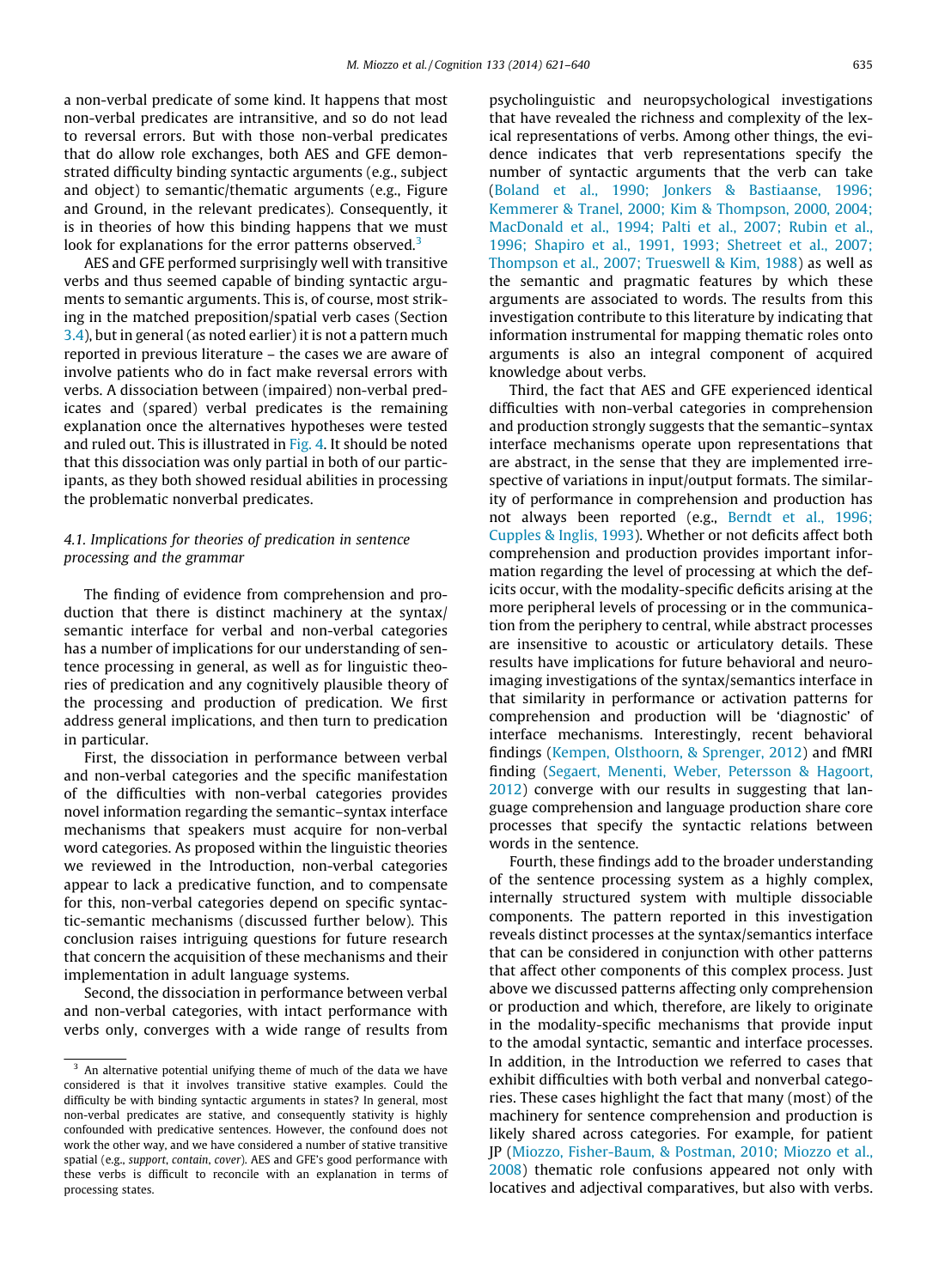a non-verbal predicate of some kind. It happens that most non-verbal predicates are intransitive, and so do not lead to reversal errors. But with those non-verbal predicates that do allow role exchanges, both AES and GFE demonstrated difficulty binding syntactic arguments (e.g., subject and object) to semantic/thematic arguments (e.g., Figure and Ground, in the relevant predicates). Consequently, it is in theories of how this binding happens that we must look for explanations for the error patterns observed.[3]

AES and GFE performed surprisingly well with transitive verbs and thus seemed capable of binding syntactic arguments to semantic arguments. This is, of course, most striking in the matched preposition/spatial verb cases (Section 3.4), but in general (as noted earlier) it is not a pattern much reported in previous literature – the cases we are aware of involve patients who do in fact make reversal errors with verbs. A dissociation between (impaired) non-verbal predicates and (spared) verbal predicates is the remaining explanation once the alternatives hypotheses were tested and ruled out. This is illustrated in Fig. 4. It should be noted that this dissociation was only partial in both of our participants, as they both showed residual abilities in processing the problematic nonverbal predicates.

### 4.1. Implications for theories of predication in sentence processing and the grammar

The finding of evidence from comprehension and production that there is distinct machinery at the syntax/semantic interface for verbal and non-verbal categories has a number of implications for our understanding of sentence processing in general, as well as for linguistic theories of predication and any cognitively plausible theory of the processing and production of predication. We first address general implications, and then turn to predication in particular.

First, the dissociation in performance between verbal and non-verbal categories and the specific manifestation of the difficulties with non-verbal categories provides novel information regarding the semantic–syntax interface mechanisms that speakers must acquire for non-verbal word categories. As proposed within the linguistic theories we reviewed in the Introduction, non-verbal categories appear to lack a predicative function, and to compensate for this, non-verbal categories depend on specific syntactic-semantic mechanisms (discussed further below). This conclusion raises intriguing questions for future research that concern the acquisition of these mechanisms and their implementation in adult language systems.

Second, the dissociation in performance between verbal and non-verbal categories, with intact performance with verbs only, converges with a wide range of results from psycholinguistic and neuropsychological investigations that have revealed the richness and complexity of the lexical representations of verbs. Among other things, the evidence indicates that verb representations specify the number of syntactic arguments that the verb can take (Boland et al., 1990; Jonkers & Bastiaanse, 1996; Kemmerer & Tranel, 2000; Kim & Thompson, 2000, 2004; MacDonald et al., 1994; Palti et al., 2007; Rubin et al., 1996; Shapiro et al., 1991, 1993; Shetreet et al., 2007; Thompson et al., 2007; Trueswell & Kim, 1988) as well as the semantic and pragmatic features by which these arguments are associated to words. The results from this investigation contribute to this literature by indicating that information instrumental for mapping thematic roles onto arguments is also an integral component of acquired knowledge about verbs.

Third, the fact that AES and GFE experienced identical difficulties with non-verbal categories in comprehension and production strongly suggests that the semantic–syntax interface mechanisms operate upon representations that are abstract, in the sense that they are implemented irrespective of variations in input/output formats. The similarity of performance in comprehension and production has not always been reported (e.g., Berndt et al., 1996; Cupples & Inglis, 1993). Whether or not deficits affect both comprehension and production provides important information regarding the level of processing at which the deficits occur, with the modality-specific deficits arising at the more peripheral levels of processing or in the communication from the periphery to central, while abstract processes are insensitive to acoustic or articulatory details. These results have implications for future behavioral and neuroimaging investigations of the syntax/semantics interface in that similarity in performance or activation patterns for comprehension and production will be 'diagnostic' of interface mechanisms. Interestingly, recent behavioral findings (Kempen, Olsthoorn, & Sprenger, 2012) and fMRI finding (Segaert, Menenti, Weber, Petersson & Hagoort, 2012) converge with our results in suggesting that language comprehension and language production share core processes that specify the syntactic relations between words in the sentence.

Fourth, these findings add to the broader understanding of the sentence processing system as a highly complex, internally structured system with multiple dissociable components. The pattern reported in this investigation reveals distinct processes at the syntax/semantics interface that can be considered in conjunction with other patterns that affect other components of this complex process. Just above we discussed patterns affecting only comprehension or production and which, therefore, are likely to originate in the modality-specific mechanisms that provide input to the amodal syntactic, semantic and interface processes. In addition, in the Introduction we referred to cases that exhibit difficulties with both verbal and nonverbal categories. These cases highlight the fact that many (most) of the machinery for sentence comprehension and production is likely shared across categories. For example, for patient JP (Miozzo, Fisher-Baum, & Postman, 2010; Miozzo et al., 2008) thematic role confusions appeared not only with locatives and adjectival comparatives, but also with verbs.

---

[3] An alternative potential unifying theme of much of the data we have considered is that it involves transitive stative examples. Could the difficulty be with binding syntactic arguments in states? In general, most non-verbal predicates are stative, and consequently stativity is highly confounded with predicative sentences. However, the confound does not work the other way, and we have considered a number of stative transitive spatial (e.g., *support, contain, cover*). AES and GFE's good performance with these verbs is difficult to reconcile with an explanation in terms of processing states.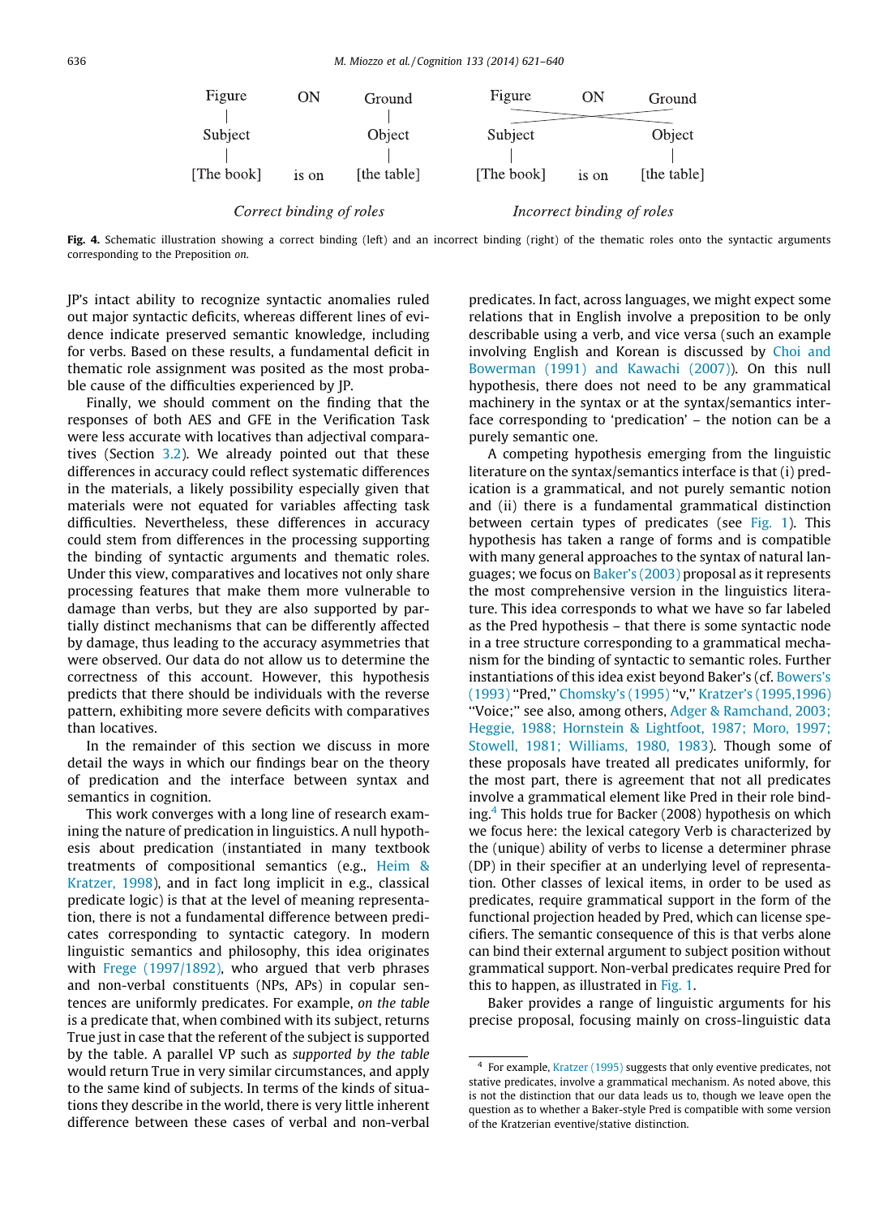| Figure | ON | Ground | | Figure | ON | Ground |
|---|---|---|---|---|---|---|
| Subject | | Object | | Subject | | Object |
| [The book] | is on | [the table] | | [The book] | is on | [the table] |

*Correct binding of roles* — *Incorrect binding of roles*

**Fig. 4.** Schematic illustration showing a correct binding (left) and an incorrect binding (right) of the thematic roles onto the syntactic arguments corresponding to the Preposition *on*.

JP's intact ability to recognize syntactic anomalies ruled out major syntactic deficits, whereas different lines of evidence indicate preserved semantic knowledge, including for verbs. Based on these results, a fundamental deficit in thematic role assignment was posited as the most probable cause of the difficulties experienced by JP.

Finally, we should comment on the finding that the responses of both AES and GFE in the Verification Task were less accurate with locatives than adjectival comparatives (Section 3.2). We already pointed out that these differences in accuracy could reflect systematic differences in the materials, a likely possibility especially given that materials were not equated for variables affecting task difficulties. Nevertheless, these differences in accuracy could stem from differences in the processing supporting the binding of syntactic arguments and thematic roles. Under this view, comparatives and locatives not only share processing features that make them more vulnerable to damage than verbs, but they are also supported by partially distinct mechanisms that can be differently affected by damage, thus leading to the accuracy asymmetries that were observed. Our data do not allow us to determine the correctness of this account. However, this hypothesis predicts that there should be individuals with the reverse pattern, exhibiting more severe deficits with comparatives than locatives.

In the remainder of this section we discuss in more detail the ways in which our findings bear on the theory of predication and the interface between syntax and semantics in cognition.

This work converges with a long line of research examining the nature of predication in linguistics. A null hypothesis about predication (instantiated in many textbook treatments of compositional semantics (e.g., Heim & Kratzer, 1998), and in fact long implicit in e.g., classical predicate logic) is that at the level of meaning representation, there is not a fundamental difference between predicates corresponding to syntactic category. In modern linguistic semantics and philosophy, this idea originates with Frege (1997/1892), who argued that verb phrases and non-verbal constituents (NPs, APs) in copular sentences are uniformly predicates. For example, *on the table* is a predicate that, when combined with its subject, returns True just in case that the referent of the subject is supported by the table. A parallel VP such as *supported by the table* would return True in very similar circumstances, and apply to the same kind of subjects. In terms of the kinds of situations they describe in the world, there is very little inherent difference between these cases of verbal and non-verbal predicates. In fact, across languages, we might expect some relations that in English involve a preposition to be only describable using a verb, and vice versa (such an example involving English and Korean is discussed by Choi and Bowerman (1991) and Kawachi (2007)). On this null hypothesis, there does not need to be any grammatical machinery in the syntax or at the syntax/semantics interface corresponding to 'predication' – the notion can be a purely semantic one.

A competing hypothesis emerging from the linguistic literature on the syntax/semantics interface is that (i) predication is a grammatical, and not purely semantic notion and (ii) there is a fundamental grammatical distinction between certain types of predicates (see Fig. 1). This hypothesis has taken a range of forms and is compatible with many general approaches to the syntax of natural languages; we focus on Baker's (2003) proposal as it represents the most comprehensive version in the linguistics literature. This idea corresponds to what we have so far labeled as the Pred hypothesis – that there is some syntactic node in a tree structure corresponding to a grammatical mechanism for the binding of syntactic to semantic roles. Further instantiations of this idea exist beyond Baker's (cf. Bowers's (1993) "Pred," Chomsky's (1995) "v," Kratzer's (1995,1996) "Voice;" see also, among others, Adger & Ramchand, 2003; Heggie, 1988; Hornstein & Lightfoot, 1987; Moro, 1997; Stowell, 1981; Williams, 1980, 1983). Though some of these proposals have treated all predicates uniformly, for the most part, there is agreement that not all predicates involve a grammatical element like Pred in their role binding.[4] This holds true for Backer (2008) hypothesis on which we focus here: the lexical category Verb is characterized by the (unique) ability of verbs to license a determiner phrase (DP) in their specifier at an underlying level of representation. Other classes of lexical items, in order to be used as predicates, require grammatical support in the form of the functional projection headed by Pred, which can license specifiers. The semantic consequence of this is that verbs alone can bind their external argument to subject position without grammatical support. Non-verbal predicates require Pred for this to happen, as illustrated in Fig. 1.

Baker provides a range of linguistic arguments for his precise proposal, focusing mainly on cross-linguistic data

[4] For example, Kratzer (1995) suggests that only eventive predicates, not stative predicates, involve a grammatical mechanism. As noted above, this is not the distinction that our data leads us to, though we leave open the question as to whether a Baker-style Pred is compatible with some version of the Kratzerian eventive/stative distinction.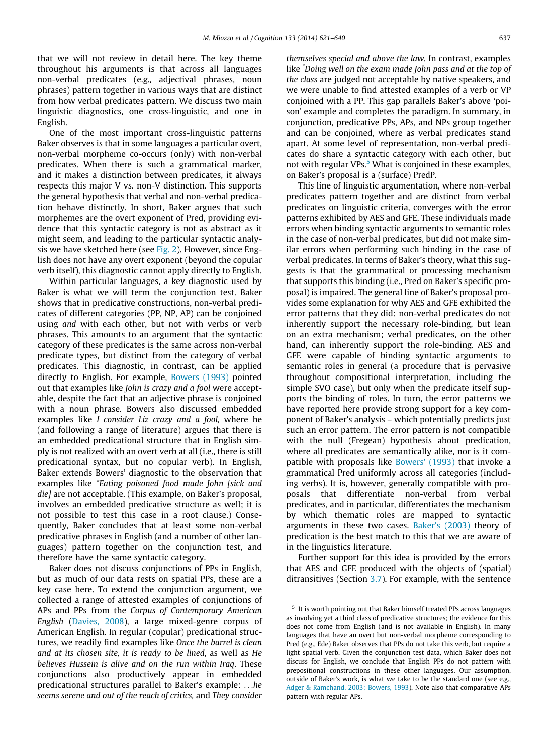that we will not review in detail here. The key theme throughout his arguments is that across all languages non-verbal predicates (e.g., adjectival phrases, noun phrases) pattern together in various ways that are distinct from how verbal predicates pattern. We discuss two main linguistic diagnostics, one cross-linguistic, and one in English.

One of the most important cross-linguistic patterns Baker observes is that in some languages a particular overt, non-verbal morpheme co-occurs (only) with non-verbal predicates. When there is such a grammatical marker, and it makes a distinction between predicates, it always respects this major V vs. non-V distinction. This supports the general hypothesis that verbal and non-verbal predication behave distinctly. In short, Baker argues that such morphemes are the overt exponent of Pred, providing evidence that this syntactic category is not as abstract as it might seem, and leading to the particular syntactic analysis we have sketched here (see Fig. 2). However, since English does not have any overt exponent (beyond the copular verb itself), this diagnostic cannot apply directly to English.

Within particular languages, a key diagnostic used by Baker is what we will term the conjunction test. Baker shows that in predicative constructions, non-verbal predicates of different categories (PP, NP, AP) can be conjoined using *and* with each other, but not with verbs or verb phrases. This amounts to an argument that the syntactic category of these predicates is the same across non-verbal predicate types, but distinct from the category of verbal predicates. This diagnostic, in contrast, can be applied directly to English. For example, Bowers (1993) pointed out that examples like *John is crazy and a fool* were acceptable, despite the fact that an adjective phrase is conjoined with a noun phrase. Bowers also discussed embedded examples like *I consider Liz crazy and a fool*, where he (and following a range of literature) argues that there is an embedded predicational structure that in English simply is not realized with an overt verb at all (i.e., there is still predicational syntax, but no copular verb). In English, Baker extends Bowers' diagnostic to the observation that examples like *\*Eating poisoned food made John [sick and die]* are not acceptable. (This example, on Baker's proposal, involves an embedded predicative structure as well; it is not possible to test this case in a root clause.) Consequently, Baker concludes that at least some non-verbal predicative phrases in English (and a number of other languages) pattern together on the conjunction test, and therefore have the same syntactic category.

Baker does not discuss conjunctions of PPs in English, but as much of our data rests on spatial PPs, these are a key case here. To extend the conjunction argument, we collected a range of attested examples of conjunctions of APs and PPs from the *Corpus of Contemporary American English* (Davies, 2008), a large mixed-genre corpus of American English. In regular (copular) predicational structures, we readily find examples like *Once the barrel is clean and at its chosen site, it is ready to be lined*, as well as *He believes Hussein is alive and on the run within Iraq*. These conjunctions also productively appear in embedded predicational structures parallel to Baker's example: *…he seems serene and out of the reach of critics,* and *They consider themselves special and above the law.* In contrast, examples like *\*Doing well on the exam made John pass and at the top of the class* are judged not acceptable by native speakers, and we were unable to find attested examples of a verb or VP conjoined with a PP. This gap parallels Baker's above 'poison' example and completes the paradigm. In summary, in conjunction, predicative PPs, APs, and NPs group together and can be conjoined, where as verbal predicates stand apart. At some level of representation, non-verbal predicates do share a syntactic category with each other, but not with regular VPs.[5] What is conjoined in these examples, on Baker's proposal is a (surface) PredP.

This line of linguistic argumentation, where non-verbal predicates pattern together and are distinct from verbal predicates on linguistic criteria, converges with the error patterns exhibited by AES and GFE. These individuals made errors when binding syntactic arguments to semantic roles in the case of non-verbal predicates, but did not make similar errors when performing such binding in the case of verbal predicates. In terms of Baker's theory, what this suggests is that the grammatical or processing mechanism that supports this binding (i.e., Pred on Baker's specific proposal) is impaired. The general line of Baker's proposal provides some explanation for why AES and GFE exhibited the error patterns that they did: non-verbal predicates do not inherently support the necessary role-binding, but lean on an extra mechanism; verbal predicates, on the other hand, can inherently support the role-binding. AES and GFE were capable of binding syntactic arguments to semantic roles in general (a procedure that is pervasive throughout compositional interpretation, including the simple SVO case), but only when the predicate itself supports the binding of roles. In turn, the error patterns we have reported here provide strong support for a key component of Baker's analysis – which potentially predicts just such an error pattern. The error pattern is not compatible with the null (Fregean) hypothesis about predication, where all predicates are semantically alike, nor is it compatible with proposals like Bowers' (1993) that invoke a grammatical Pred uniformly across all categories (including verbs). It is, however, generally compatible with proposals that differentiate non-verbal from verbal predicates, and in particular, differentiates the mechanism by which thematic roles are mapped to syntactic arguments in these two cases. Baker's (2003) theory of predication is the best match to this that we are aware of in the linguistics literature.

Further support for this idea is provided by the errors that AES and GFE produced with the objects of (spatial) ditransitives (Section 3.7). For example, with the sentence

---

[5] It is worth pointing out that Baker himself treated PPs across languages as involving yet a third class of predicative structures; the evidence for this does not come from English (and is not available in English). In many languages that have an overt but non-verbal morpheme corresponding to Pred (e.g., Ede) Baker observes that PPs do not take this verb, but require a light spatial verb. Given the conjunction test data, which Baker does not discuss for English, we conclude that English PPs do not pattern with prepositional constructions in these other languages. Our assumption, outside of Baker's work, is what we take to be the standard one (see e.g., Adger & Ramchand, 2003; Bowers, 1993). Note also that comparative APs pattern with regular APs.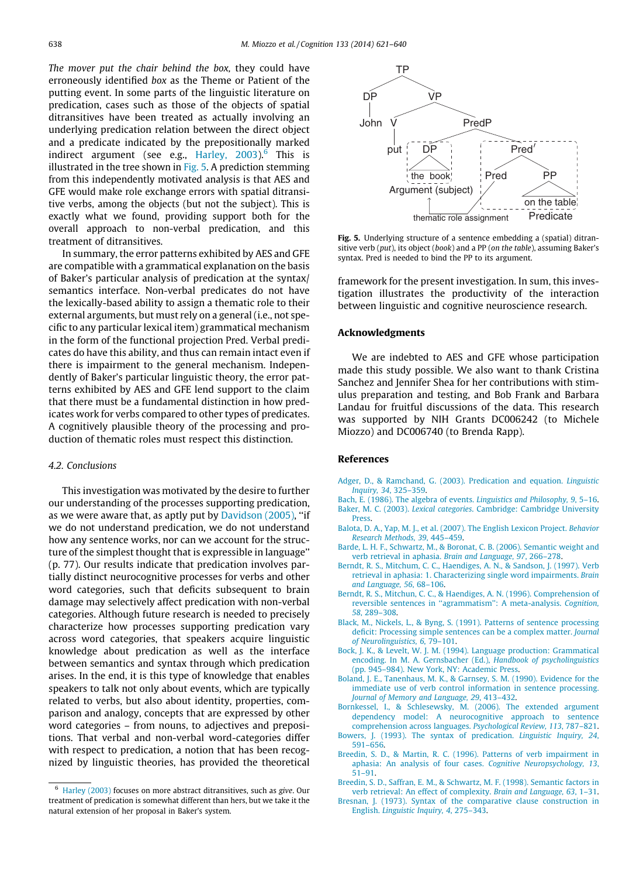*The mover put the chair behind the box*, they could have erroneously identified *box* as the Theme or Patient of the putting event. In some parts of the linguistic literature on predication, cases such as those of the objects of spatial ditransitives have been treated as actually involving an underlying predication relation between the direct object and a predicate indicated by the prepositionally marked indirect argument (see e.g., Harley, 2003).[6] This is illustrated in the tree shown in Fig. 5. A prediction stemming from this independently motivated analysis is that AES and GFE would make role exchange errors with spatial ditransitive verbs, among the objects (but not the subject). This is exactly what we found, providing support both for the overall approach to non-verbal predication, and this treatment of ditransitives.

In summary, the error patterns exhibited by AES and GFE are compatible with a grammatical explanation on the basis of Baker's particular analysis of predication at the syntax/semantics interface. Non-verbal predicates do not have the lexically-based ability to assign a thematic role to their external arguments, but must rely on a general (i.e., not specific to any particular lexical item) grammatical mechanism in the form of the functional projection Pred. Verbal predicates do have this ability, and thus can remain intact even if there is impairment to the general mechanism. Independently of Baker's particular linguistic theory, the error patterns exhibited by AES and GFE lend support to the claim that there must be a fundamental distinction in how predicates work for verbs compared to other types of predicates. A cognitively plausible theory of the processing and production of thematic roles must respect this distinction.

### 4.2. Conclusions

This investigation was motivated by the desire to further our understanding of the processes supporting predication, as we were aware that, as aptly put by Davidson (2005), "if we do not understand predication, we do not understand how any sentence works, nor can we account for the structure of the simplest thought that is expressible in language" (p. 77). Our results indicate that predication involves partially distinct neurocognitive processes for verbs and other word categories, such that deficits subsequent to brain damage may selectively affect predication with non-verbal categories. Although future research is needed to precisely characterize how processes supporting predication vary across word categories, that speakers acquire linguistic knowledge about predication as well as the interface between semantics and syntax through which predication arises. In the end, it is this type of knowledge that enables speakers to talk not only about events, which are typically related to verbs, but also about identity, properties, comparison and analogy, concepts that are expressed by other word categories – from nouns, to adjectives and prepositions. That verbal and non-verbal word-categories differ with respect to predication, a notion that has been recognized by linguistic theories, has provided the theoretical framework for the present investigation. In sum, this investigation illustrates the productivity of the interaction between linguistic and cognitive neuroscience research.

[6] Harley (2003) focuses on more abstract ditransitives, such as *give*. Our treatment of predication is somewhat different than hers, but we take it the natural extension of her proposal in Baker's system.

**Fig. 5.** Underlying structure of a sentence embedding a (spatial) ditransitive verb (*put*), its object (*book*) and a PP (*on the table*), assuming Baker's syntax. Pred is needed to bind the PP to its argument.

## Acknowledgments

We are indebted to AES and GFE whose participation made this study possible. We also want to thank Cristina Sanchez and Jennifer Shea for her contributions with stimulus preparation and testing, and Bob Frank and Barbara Landau for fruitful discussions of the data. This research was supported by NIH Grants DC006242 (to Michele Miozzo) and DC006740 (to Brenda Rapp).

## References

Adger, D., & Ramchand, G. (2003). Predication and equation. *Linguistic Inquiry, 34*, 325–359.

Bach, E. (1986). The algebra of events. *Linguistics and Philosophy, 9*, 5–16.

Baker, M. C. (2003). *Lexical categories*. Cambridge: Cambridge University Press.

Balota, D. A., Yap, M. J., et al. (2007). The English Lexicon Project. *Behavior Research Methods, 39*, 445–459.

Barde, L. H. F., Schwartz, M., & Boronat, C. B. (2006). Semantic weight and verb retrieval in aphasia. *Brain and Language, 97*, 266–278.

Berndt, R. S., Mitchum, C. C., Haendiges, A. N., & Sandson, J. (1997). Verb retrieval in aphasia: 1. Characterizing single word impairments. *Brain and Language, 56*, 68–106.

Berndt, R. S., Mitchun, C. C., & Haendiges, A. N. (1996). Comprehension of reversible sentences in "agrammatism": A meta-analysis. *Cognition, 58*, 289–308.

Black, M., Nickels, L., & Byng, S. (1991). Patterns of sentence processing deficit: Processing simple sentences can be a complex matter. *Journal of Neurolinguistics, 6*, 79–101.

Bock, J. K., & Levelt, W. J. M. (1994). Language production: Grammatical encoding. In M. A. Gernsbacher (Ed.), *Handbook of psycholinguistics* (pp. 945–984). New York, NY: Academic Press.

Boland, J. E., Tanenhaus, M. K., & Garnsey, S. M. (1990). Evidence for the immediate use of verb control information in sentence processing. *Journal of Memory and Language, 29*, 413–432.

Bornkessel, I., & Schlesewsky, M. (2006). The extended argument dependency model: A neurocognitive approach to sentence comprehension across languages. *Psychological Review, 113*, 787–821.

Bowers, J. (1993). The syntax of predication. *Linguistic Inquiry, 24*, 591–656.

Breedin, S. D., & Martin, R. C. (1996). Patterns of verb impairment in aphasia: An analysis of four cases. *Cognitive Neuropsychology, 13*, 51–91.

Breedin, S. D., Saffran, E. M., & Schwartz, M. F. (1998). Semantic factors in verb retrieval: An effect of complexity. *Brain and Language, 63*, 1–31.

Bresnan, J. (1973). Syntax of the comparative clause construction in English. *Linguistic Inquiry, 4*, 275–343.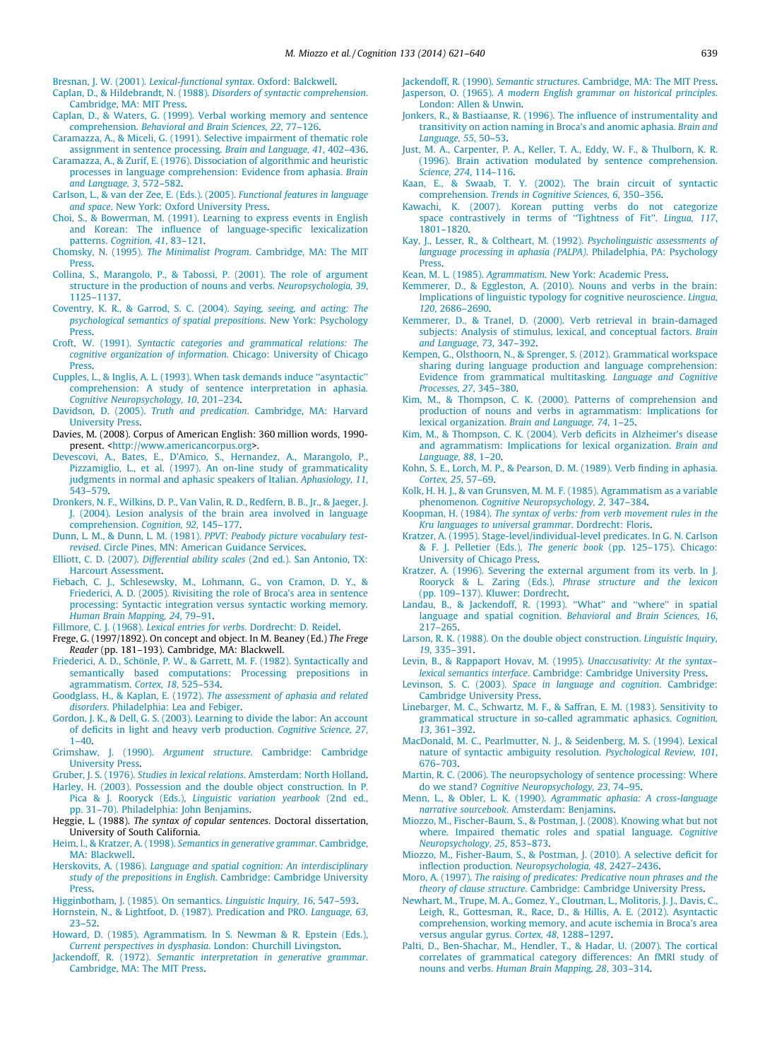Bresnan, J. W. (2001). *Lexical-functional syntax*. Oxford: Balckwell.

Caplan, D., & Hildebrandt, N. (1988). *Disorders of syntactic comprehension*. Cambridge, MA: MIT Press.

Caplan, D., & Waters, G. (1999). Verbal working memory and sentence comprehension. *Behavioral and Brain Sciences, 22*, 77–126.

Caramazza, A., & Miceli, G. (1991). Selective impairment of thematic role assignment in sentence processing. *Brain and Language, 41*, 402–436.

Caramazza, A., & Zurif, E. (1976). Dissociation of algorithmic and heuristic processes in language comprehension: Evidence from aphasia. *Brain and Language, 3*, 572–582.

Carlson, L., & van der Zee, E. (Eds.). (2005). *Functional features in language and space*. New York: Oxford University Press.

Choi, S., & Bowerman, M. (1991). Learning to express events in English and Korean: The influence of language-specific lexicalization patterns. *Cognition, 41*, 83–121.

Chomsky, N. (1995). *The Minimalist Program*. Cambridge, MA: The MIT Press.

Collina, S., Marangolo, P., & Tabossi, P. (2001). The role of argument structure in the production of nouns and verbs. *Neuropsychologia, 39*, 1125–1137.

Coventry, K. R., & Garrod, S. C. (2004). *Saying, seeing, and acting: The psychological semantics of spatial prepositions*. New York: Psychology Press.

Croft, W. (1991). *Syntactic categories and grammatical relations: The cognitive organization of information*. Chicago: University of Chicago Press.

Cupples, L., & Inglis, A. L. (1993). When task demands induce "asyntactic" comprehension: A study of sentence interpretation in aphasia. *Cognitive Neuropsychology, 10*, 201–234.

Davidson, D. (2005). *Truth and predication*. Cambridge, MA: Harvard University Press.

Davies, M. (2008). Corpus of American English: 360 million words, 1990-present. <http://www.americancorpus.org>.

Devescovi, A., Bates, E., D'Amico, S., Hernandez, A., Marangolo, P., Pizzamiglio, L., et al. (1997). An on-line study of grammaticality judgments in normal and aphasic speakers of Italian. *Aphasiology, 11*, 543–579.

Dronkers, N. F., Wilkins, D. P., Van Valin, R. D., Redfern, B. B., Jr., & Jaeger, J. J. (2004). Lesion analysis of the brain area involved in language comprehension. *Cognition, 92*, 145–177.

Dunn, L. M., & Dunn, L. M. (1981). *PPVT: Peabody picture vocabulary test-revised*. Circle Pines, MN: American Guidance Services.

Elliott, C. D. (2007). *Differential ability scales* (2nd ed.). San Antonio, TX: Harcourt Assessment.

Fiebach, C. J., Schlesewsky, M., Lohmann, G., von Cramon, D. Y., & Friederici, A. D. (2005). Rivisiting the role of Broca's area in sentence processing: Syntactic integration versus syntactic working memory. *Human Brain Mapping, 24*, 79–91.

Fillmore, C. J. (1968). *Lexical entries for verbs*. Dordrecht: D. Reidel.

Frege, G. (1997/1892). On concept and object. In M. Beaney (Ed.) *The Frege Reader* (pp. 181–193). Cambridge, MA: Blackwell.

Friederici, A. D., Schönle, P. W., & Garrett, M. F. (1982). Syntactically and semantically based computations: Processing prepositions in agrammatism. *Cortex, 18*, 525–534.

Goodglass, H., & Kaplan, E. (1972). *The assessment of aphasia and related disorders*. Philadelphia: Lea and Febiger.

Gordon, J. K., & Dell, G. S. (2003). Learning to divide the labor: An account of deficits in light and heavy verb production. *Cognitive Science, 27*, 1–40.

Grimshaw, J. (1990). *Argument structure*. Cambridge: Cambridge University Press.

Gruber, J. S. (1976). *Studies in lexical relations*. Amsterdam: North Holland.

Harley, H. (2003). Possession and the double object construction. In P. Pica & J. Rooryck (Eds.), *Linguistic variation yearbook* (2nd ed., pp. 31–70). Philadelphia: John Benjamins.

Heggie, L. (1988). *The syntax of copular sentences*. Doctoral dissertation, University of South California.

Heim, I., & Kratzer, A. (1998). *Semantics in generative grammar*. Cambridge, MA: Blackwell.

Herskovits, A. (1986). *Language and spatial cognition: An interdisciplinary study of the prepositions in English*. Cambridge: Cambridge University Press.

Higginbotham, J. (1985). On semantics. *Linguistic Inquiry, 16*, 547–593.

Hornstein, N., & Lightfoot, D. (1987). Predication and PRO. *Language, 63*, 23–52.

Howard, D. (1985). Agrammatism. In S. Newman & R. Epstein (Eds.), *Current perspectives in dysphasia*. London: Churchill Livingston.

Jackendoff, R. (1972). *Semantic interpretation in generative grammar*. Cambridge, MA: The MIT Press.

Jackendoff, R. (1990). *Semantic structures*. Cambridge, MA: The MIT Press.

Jasperson, O. (1965). *A modern English grammar on historical principles*. London: Allen & Unwin.

Jonkers, R., & Bastiaanse, R. (1996). The influence of instrumentality and transitivity on action naming in Broca's and anomic aphasia. *Brain and Language, 55*, 50–53.

Just, M. A., Carpenter, P. A., Keller, T. A., Eddy, W. F., & Thulborn, K. R. (1996). Brain activation modulated by sentence comprehension. *Science, 274*, 114–116.

Kaan, E., & Swaab, T. Y. (2002). The brain circuit of syntactic comprehension. *Trends in Cognitive Sciences, 6*, 350–356.

Kawachi, K. (2007). Korean putting verbs do not categorize space contrastively in terms of "Tightness of Fit". *Lingua, 117*, 1801–1820.

Kay, J., Lesser, R., & Coltheart, M. (1992). *Psycholinguistic assessments of language processing in aphasia (PALPA)*. Philadelphia, PA: Psychology Press.

Kean, M. L. (1985). *Agrammatism*. New York: Academic Press.

Kemmerer, D., & Eggleston, A. (2010). Nouns and verbs in the brain: Implications of linguistic typology for cognitive neuroscience. *Lingua, 120*, 2686–2690.

Kemmerer, D., & Tranel, D. (2000). Verb retrieval in brain-damaged subjects: Analysis of stimulus, lexical, and conceptual factors. *Brain and Language, 73*, 347–392.

Kempen, G., Olsthoorn, N., & Sprenger, S. (2012). Grammatical workspace sharing during language production and language comprehension: Evidence from grammatical multitasking. *Language and Cognitive Processes, 27*, 345–380.

Kim, M., & Thompson, C. K. (2000). Patterns of comprehension and production of nouns and verbs in agrammatism: Implications for lexical organization. *Brain and Language, 74*, 1–25.

Kim, M., & Thompson, C. K. (2004). Verb deficits in Alzheimer's disease and agrammatism: Implications for lexical organization. *Brain and Language, 88*, 1–20.

Kohn, S. E., Lorch, M. P., & Pearson, D. M. (1989). Verb finding in aphasia. *Cortex, 25*, 57–69.

Kolk, H. H. J., & van Grunsven, M. M. F. (1985). Agrammatism as a variable phenomenon. *Cognitive Neuropsychology, 2*, 347–384.

Koopman, H. (1984). *The syntax of verbs: from verb movement rules in the Kru languages to universal grammar*. Dordrecht: Floris.

Kratzer, A. (1995). Stage-level/individual-level predicates. In G. N. Carlson & F. J. Pelletier (Eds.), *The generic book* (pp. 125–175). Chicago: University of Chicago Press.

Kratzer, A. (1996). Severing the external argument from its verb. In J. Rooryck & L. Zaring (Eds.), *Phrase structure and the lexicon* (pp. 109–137). Kluwer: Dordrecht.

Landau, B., & Jackendoff, R. (1993). "What" and "where" in spatial language and spatial cognition. *Behavioral and Brain Sciences, 16*, 217–265.

Larson, R. K. (1988). On the double object construction. *Linguistic Inquiry, 19*, 335–391.

Levin, B., & Rappaport Hovav, M. (1995). *Unaccusativity: At the syntax–lexical semantics interface*. Cambridge: Cambridge University Press.

Levinson, S. C. (2003). *Space in language and cognition*. Cambridge: Cambridge University Press.

Linebarger, M. C., Schwartz, M. F., & Saffran, E. M. (1983). Sensitivity to grammatical structure in so-called agrammatic aphasics. *Cognition, 13*, 361–392.

MacDonald, M. C., Pearlmutter, N. J., & Seidenberg, M. S. (1994). Lexical nature of syntactic ambiguity resolution. *Psychological Review, 101*, 676–703.

Martin, R. C. (2006). The neuropsychology of sentence processing: Where do we stand? *Cognitive Neuropsychology, 23*, 74–95.

Menn, L., & Obler, L. K. (1990). *Agrammatic aphasia: A cross-language narrative sourcebook*. Amsterdam: Benjamins.

Miozzo, M., Fischer-Baum, S., & Postman, J. (2008). Knowing what but not where. Impaired thematic roles and spatial language. *Cognitive Neuropsychology, 25*, 853–873.

Miozzo, M., Fisher-Baum, S., & Postman, J. (2010). A selective deficit for inflection production. *Neuropsychologia, 48*, 2427–2436.

Moro, A. (1997). *The raising of predicates: Predicative noun phrases and the theory of clause structure*. Cambridge: Cambridge University Press.

Newhart, M., Trupe, M. A., Gomez, Y., Cloutman, L., Molitoris, J. J., Davis, C., Leigh, R., Gottesman, R., Race, D., & Hillis, A. E. (2012). Asyntactic comprehension, working memory, and acute ischemia in Broca's area versus angular gyrus. *Cortex, 48*, 1288–1297.

Palti, D., Ben-Shachar, M., Hendler, T., & Hadar, U. (2007). The cortical correlates of grammatical category differences: An fMRI study of nouns and verbs. *Human Brain Mapping, 28*, 303–314.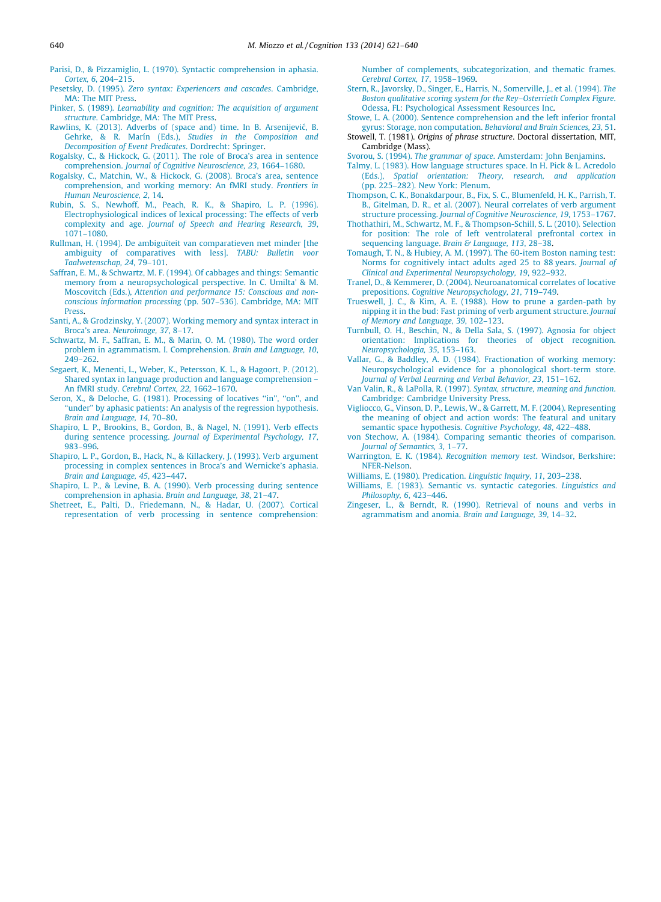Parisi, D., & Pizzamiglio, L. (1970). Syntactic comprehension in aphasia. *Cortex, 6*, 204–215.

Pesetsky, D. (1995). *Zero syntax: Experiencers and cascades*. Cambridge, MA: The MIT Press.

Pinker, S. (1989). *Learnability and cognition: The acquisition of argument structure*. Cambridge, MA: The MIT Press.

Rawlins, K. (2013). Adverbs of (space and) time. In B. Arsenijević, B. Gehrke, & R. Marín (Eds.), *Studies in the Composition and Decomposition of Event Predicates*. Dordrecht: Springer.

Rogalsky, C., & Hickock, G. (2011). The role of Broca's area in sentence comprehension. *Journal of Cognitive Neuroscience, 23*, 1664–1680.

Rogalsky, C., Matchin, W., & Hickock, G. (2008). Broca's area, sentence comprehension, and working memory: An fMRI study. *Frontiers in Human Neuroscience, 2*, 14.

Rubin, S. S., Newhoff, M., Peach, R. K., & Shapiro, L. P. (1996). Electrophysiological indices of lexical processing: The effects of verb complexity and age. *Journal of Speech and Hearing Research, 39*, 1071–1080.

Rullman, H. (1994). De ambiguïteit van comparatieven met minder [the ambiguity of comparatives with less]. *TABU: Bulletin voor Taalwetenschap, 24*, 79–101.

Saffran, E. M., & Schwartz, M. F. (1994). Of cabbages and things: Semantic memory from a neuropsychological perspective. In C. Umilta' & M. Moscovitch (Eds.), *Attention and performance 15: Conscious and non-conscious information processing* (pp. 507–536). Cambridge, MA: MIT Press.

Santi, A., & Grodzinsky, Y. (2007). Working memory and syntax interact in Broca's area. *Neuroimage, 37*, 8–17.

Schwartz, M. F., Saffran, E. M., & Marin, O. M. (1980). The word order problem in agrammatism. I. Comprehension. *Brain and Language, 10*, 249–262.

Segaert, K., Menenti, L., Weber, K., Petersson, K. L., & Hagoort, P. (2012). Shared syntax in language production and language comprehension – An fMRI study. *Cerebral Cortex, 22*, 1662–1670.

Seron, X., & Deloche, G. (1981). Processing of locatives "in", "on", and "under" by aphasic patients: An analysis of the regression hypothesis. *Brain and Language, 14*, 70–80.

Shapiro, L. P., Brookins, B., Gordon, B., & Nagel, N. (1991). Verb effects during sentence processing. *Journal of Experimental Psychology, 17*, 983–996.

Shapiro, L. P., Gordon, B., Hack, N., & Killackery, J. (1993). Verb argument processing in complex sentences in Broca's and Wernicke's aphasia. *Brain and Language, 45*, 423–447.

Shapiro, L. P., & Levine, B. A. (1990). Verb processing during sentence comprehension in aphasia. *Brain and Language, 38*, 21–47.

Shetreet, E., Palti, D., Friedemann, N., & Hadar, U. (2007). Cortical representation of verb processing in sentence comprehension: Number of complements, subcategorization, and thematic frames. *Cerebral Cortex, 17*, 1958–1969.

Stern, R., Javorsky, D., Singer, E., Harris, N., Somerville, J., et al. (1994). *The Boston qualitative scoring system for the Rey–Osterrieth Complex Figure*. Odessa, FL: Psychological Assessment Resources Inc.

Stowe, L. A. (2000). Sentence comprehension and the left inferior frontal gyrus: Storage, non computation. *Behavioral and Brain Sciences, 23*, 51.

Stowell, T. (1981). *Origins of phrase structure*. Doctoral dissertation, MIT, Cambridge (Mass).

Svorou, S. (1994). *The grammar of space*. Amsterdam: John Benjamins.

Talmy, L. (1983). How language structures space. In H. Pick & L. Acredolo (Eds.), *Spatial orientation: Theory, research, and application* (pp. 225–282). New York: Plenum.

Thompson, C. K., Bonakdarpour, B., Fix, S. C., Blumenfeld, H. K., Parrish, T. B., Gitelman, D. R., et al. (2007). Neural correlates of verb argument structure processing. *Journal of Cognitive Neuroscience, 19*, 1753–1767.

Thothathiri, M., Schwartz, M. F., & Thompson-Schill, S. L. (2010). Selection for position: The role of left ventrolateral prefrontal cortex in sequencing language. *Brain & Language, 113*, 28–38.

Tomaugh, T. N., & Hubiey, A. M. (1997). The 60-item Boston naming test: Norms for cognitively intact adults aged 25 to 88 years. *Journal of Clinical and Experimental Neuropsychology, 19*, 922–932.

Tranel, D., & Kemmerer, D. (2004). Neuroanatomical correlates of locative prepositions. *Cognitive Neuropsychology, 21*, 719–749.

Trueswell, J. C., & Kim, A. E. (1988). How to prune a garden-path by nipping it in the bud: Fast priming of verb argument structure. *Journal of Memory and Language, 39*, 102–123.

Turnbull, O. H., Beschin, N., & Della Sala, S. (1997). Agnosia for object orientation: Implications for theories of object recognition. *Neuropsychologia, 35*, 153–163.

Vallar, G., & Baddley, A. D. (1984). Fractionation of working memory: Neuropsychological evidence for a phonological short-term store. *Journal of Verbal Learning and Verbal Behavior, 23*, 151–162.

Van Valin, R., & LaPolla, R. (1997). *Syntax, structure, meaning and function*. Cambridge: Cambridge University Press.

Vigliocco, G., Vinson, D. P., Lewis, W., & Garrett, M. F. (2004). Representing the meaning of object and action words: The featural and unitary semantic space hypothesis. *Cognitive Psychology, 48*, 422–488.

von Stechow, A. (1984). Comparing semantic theories of comparison. *Journal of Semantics, 3*, 1–77.

Warrington, E. K. (1984). *Recognition memory test*. Windsor, Berkshire: NFER-Nelson.

Williams, E. (1980). Predication. *Linguistic Inquiry, 11*, 203–238.

Williams, E. (1983). Semantic vs. syntactic categories. *Linguistics and Philosophy, 6*, 423–446.

Zingeser, L., & Berndt, R. (1990). Retrieval of nouns and verbs in agrammatism and anomia. *Brain and Language, 39*, 14–32.